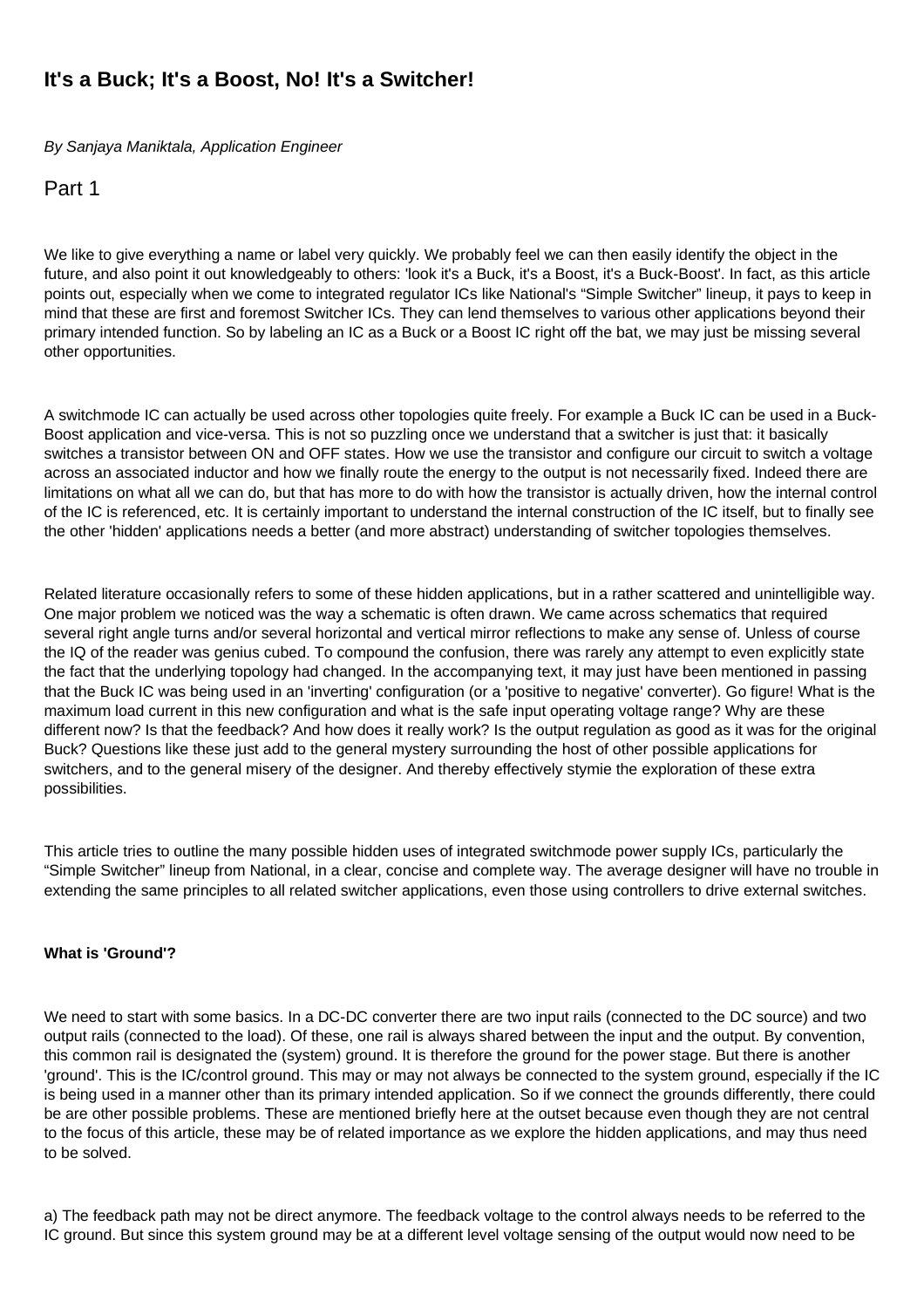# It's a Buck; It's a Boost, No! It's a Switcher!

*By Sanjaya Maniktala, Application Engineer*

## Part 1

We like to give everything a name or label very quickly. We probably feel we can then easily identify the object in the future, and also point it out knowledgeably to others: 'look it's a Buck, it's a Boost, it's a Buck-Boost'. In fact, as this article points out, especially when we come to integrated regulator ICs like National's "Simple Switcher" lineup, it pays to keep in mind that these are first and foremost Switcher ICs. They can lend themselves to various other applications beyond their primary intended function. So by labeling an IC as a Buck or a Boost IC right off the bat, we may just be missing several other opportunities.

A switchmode IC can actually be used across other topologies quite freely. For example a Buck IC can be used in a Buck-Boost application and vice-versa. This is not so puzzling once we understand that a switcher is just that: it basically switches a transistor between ON and OFF states. How we use the transistor and configure our circuit to switch a voltage across an associated inductor and how we finally route the energy to the output is not necessarily fixed. Indeed there are limitations on what all we can do, but that has more to do with how the transistor is actually driven, how the internal control of the IC is referenced, etc. It is certainly important to understand the internal construction of the IC itself, but to finally see the other 'hidden' applications needs a better (and more abstract) understanding of switcher topologies themselves.

Related literature occasionally refers to some of these hidden applications, but in a rather scattered and unintelligible way. One major problem we noticed was the way a schematic is often drawn. We came across schematics that required several right angle turns and/or several horizontal and vertical mirror reflections to make any sense of. Unless of course the IQ of the reader was genius cubed. To compound the confusion, there was rarely any attempt to even explicitly state the fact that the underlying topology had changed. In the accompanying text, it may just have been mentioned in passing that the Buck IC was being used in an 'inverting' configuration (or a 'positive to negative' converter). Go figure! What is the maximum load current in this new configuration and what is the safe input operating voltage range? Why are these different now? Is that the feedback? And how does it really work? Is the output regulation as good as it was for the original Buck? Questions like these just add to the general mystery surrounding the host of other possible applications for switchers, and to the general misery of the designer. And thereby effectively stymie the exploration of these extra possibilities.

This article tries to outline the many possible hidden uses of integrated switchmode power supply ICs, particularly the "Simple Switcher" lineup from National, in a clear, concise and complete way. The average designer will have no trouble in extending the same principles to all related switcher applications, even those using controllers to drive external switches.

**What is 'Ground'?**

We need to start with some basics. In a DC-DC converter there are two input rails (connected to the DC source) and two output rails (connected to the load). Of these, one rail is always shared between the input and the output. By convention, this common rail is designated the (system) ground. It is therefore the ground for the power stage. But there is another 'ground'. This is the IC/control ground. This may or may not always be connected to the system ground, especially if the IC is being used in a manner other than its primary intended application. So if we connect the grounds differently, there could be are other possible problems. These are mentioned briefly here at the outset because even though they are not central to the focus of this article, these may be of related importance as we explore the hidden applications, and may thus need to be solved.

a) The feedback path may not be direct anymore. The feedback voltage to the control always needs to be referred to the IC ground. But since this system ground may be at a different level voltage sensing of the output would now need to be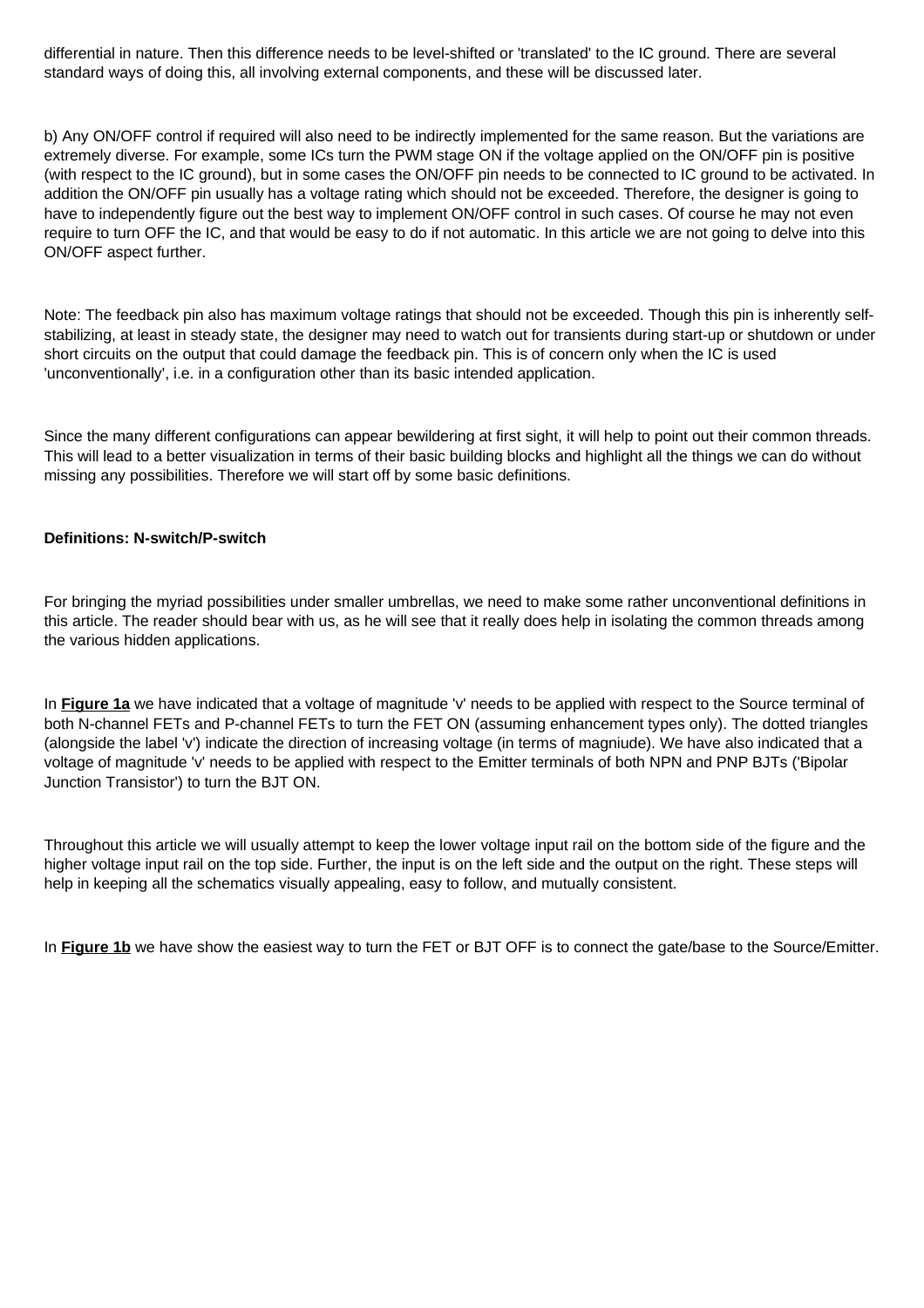differential in nature. Then this difference needs to be level-shifted or 'translated' to the IC ground. There are several standard ways of doing this, all involving external components, and these will be discussed later.

b) Any ON/OFF control if required will also need to be indirectly implemented for the same reason. But the variations are extremely diverse. For example, some ICs turn the PWM stage ON if the voltage applied on the ON/OFF pin is positive (with respect to the IC ground), but in some cases the ON/OFF pin needs to be connected to IC ground to be activated. In addition the ON/OFF pin usually has a voltage rating which should not be exceeded. Therefore, the designer is going to have to independently figure out the best way to implement ON/OFF control in such cases. Of course he may not even require to turn OFF the IC, and that would be easy to do if not automatic. In this article we are not going to delve into this ON/OFF aspect further.

Note: The feedback pin also has maximum voltage ratings that should not be exceeded. Though this pin is inherently self-stabilizing, at least in steady state, the designer may need to watch out for transients during start-up or shutdown or under short circuits on the output that could damage the feedback pin. This is of concern only when the IC is used 'unconventionally', i.e. in a configuration other than its basic intended application.

Since the many different configurations can appear bewildering at first sight, it will help to point out their common threads. This will lead to a better visualization in terms of their basic building blocks and highlight all the things we can do without missing any possibilities. Therefore we will start off by some basic definitions.

**Definitions: N-switch/P-switch**

For bringing the myriad possibilities under smaller umbrellas, we need to make some rather unconventional definitions in this article. The reader should bear with us, as he will see that it really does help in isolating the common threads among the various hidden applications.

In **Figure 1a** we have indicated that a voltage of magnitude 'v' needs to be applied with respect to the Source terminal of both N-channel FETs and P-channel FETs to turn the FET ON (assuming enhancement types only). The dotted triangles (alongside the label 'v') indicate the direction of increasing voltage (in terms of magniude). We have also indicated that a voltage of magnitude 'v' needs to be applied with respect to the Emitter terminals of both NPN and PNP BJTs ('Bipolar Junction Transistor') to turn the BJT ON.

Throughout this article we will usually attempt to keep the lower voltage input rail on the bottom side of the figure and the higher voltage input rail on the top side. Further, the input is on the left side and the output on the right. These steps will help in keeping all the schematics visually appealing, easy to follow, and mutually consistent.

In **Figure 1b** we have show the easiest way to turn the FET or BJT OFF is to connect the gate/base to the Source/Emitter.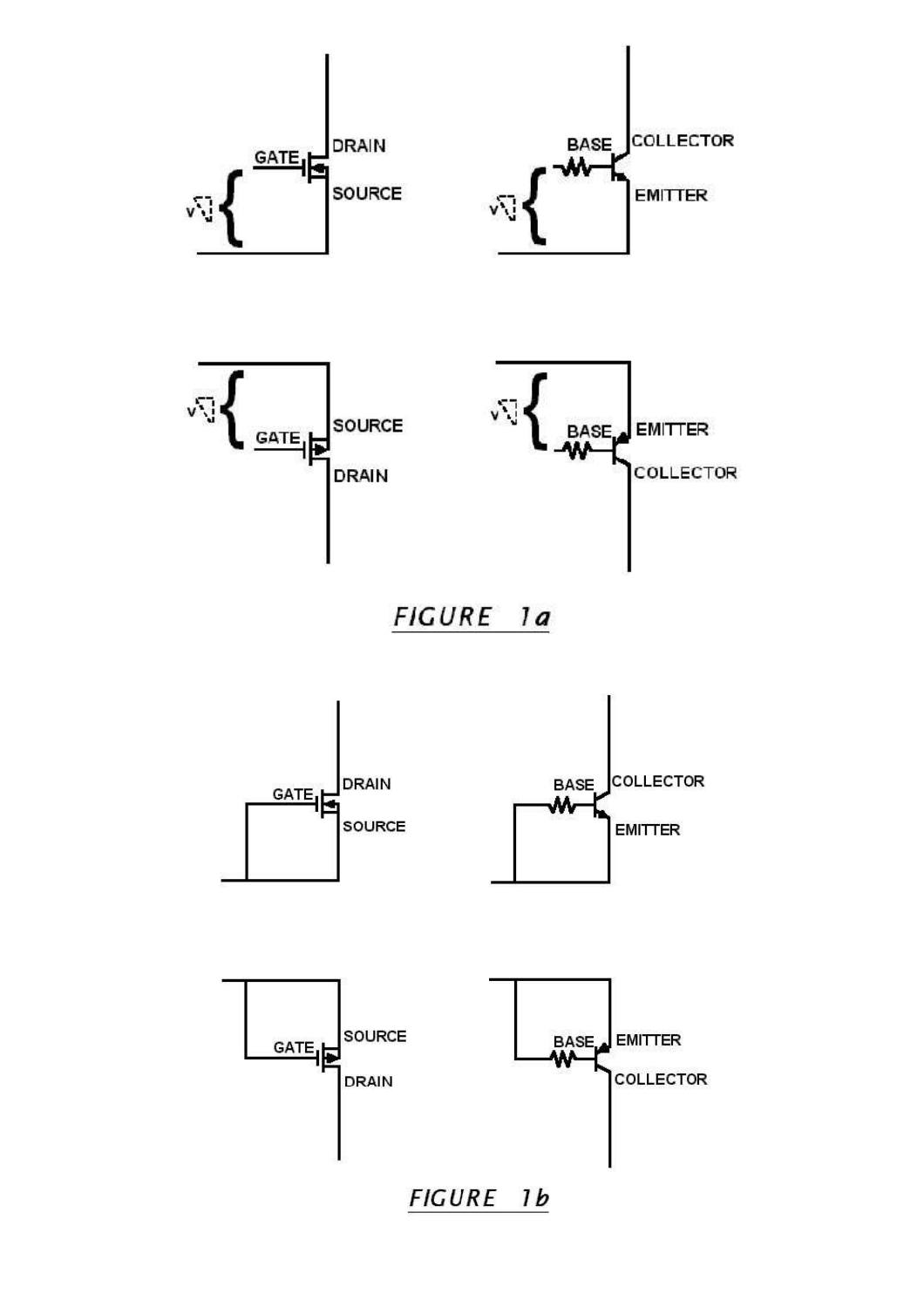GATE DRAIN SOURCE

BASE COLLECTOR EMITTER

GATE SOURCE DRAIN

BASE EMITTER COLLECTOR

*FIGURE 1a*

GATE DRAIN SOURCE

BASE COLLECTOR EMITTER

GATE SOURCE DRAIN

BASE EMITTER COLLECTOR

*FIGURE 1b*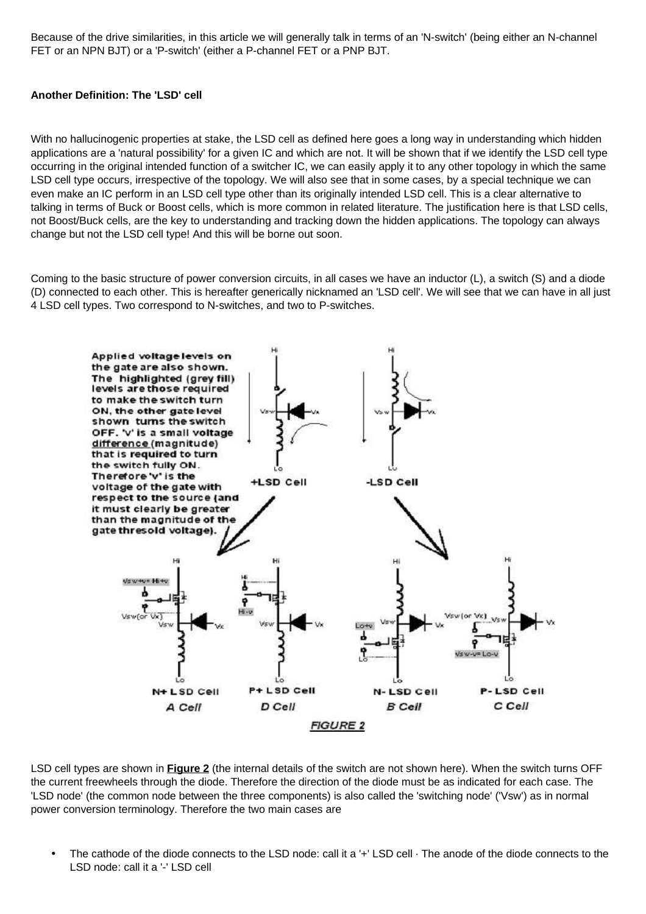Because of the drive similarities, in this article we will generally talk in terms of an 'N-switch' (being either an N-channel FET or an NPN BJT) or a 'P-switch' (either a P-channel FET or a PNP BJT.

**Another Definition: The 'LSD' cell**

With no hallucinogenic properties at stake, the LSD cell as defined here goes a long way in understanding which hidden applications are a 'natural possibility' for a given IC and which are not. It will be shown that if we identify the LSD cell type occurring in the original intended function of a switcher IC, we can easily apply it to any other topology in which the same LSD cell type occurs, irrespective of the topology. We will also see that in some cases, by a special technique we can even make an IC perform in an LSD cell type other than its originally intended LSD cell. This is a clear alternative to talking in terms of Buck or Boost cells, which is more common in related literature. The justification here is that LSD cells, not Boost/Buck cells, are the key to understanding and tracking down the hidden applications. The topology can always change but not the LSD cell type! And this will be borne out soon.

Coming to the basic structure of power conversion circuits, in all cases we have an inductor (L), a switch (S) and a diode (D) connected to each other. This is hereafter generically nicknamed an 'LSD cell'. We will see that we can have in all just 4 LSD cell types. Two correspond to N-switches, and two to P-switches.

Applied voltage levels on the gate are also shown. The highlighted (grey fill) levels are those required to make the switch turn ON, the other gate level shown turns the switch OFF. 'v' is a small voltage difference (magnitude) that is required to turn the switch fully ON. Therefore 'v' is the voltage of the gate with respect to the source (and it must clearly be greater than the magnitude of the gate thresold voltage).

+LSD Cell -LSD Cell

N+ LSD Cell *A Cell* | P+ LSD Cell *D Cell* | N- LSD Cell *B Cell* | P- LSD Cell *C Cell*

*FIGURE 2*

LSD cell types are shown in **Figure 2** (the internal details of the switch are not shown here). When the switch turns OFF the current freewheels through the diode. Therefore the direction of the diode must be as indicated for each case. The 'LSD node' (the common node between the three components) is also called the 'switching node' ('Vsw') as in normal power conversion terminology. Therefore the two main cases are

- The cathode of the diode connects to the LSD node: call it a '+' LSD cell · The anode of the diode connects to the LSD node: call it a '-' LSD cell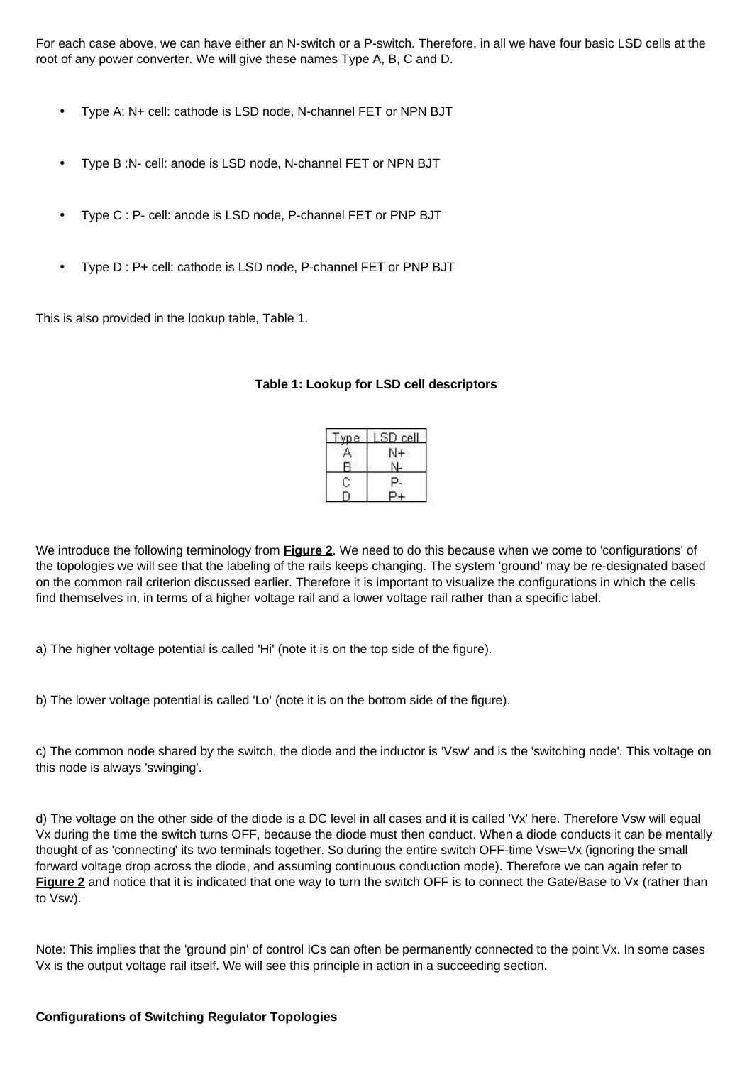For each case above, we can have either an N-switch or a P-switch. Therefore, in all we have four basic LSD cells at the root of any power converter. We will give these names Type A, B, C and D.

- Type A: N+ cell: cathode is LSD node, N-channel FET or NPN BJT
- Type B :N- cell: anode is LSD node, N-channel FET or NPN BJT
- Type C : P- cell: anode is LSD node, P-channel FET or PNP BJT
- Type D : P+ cell: cathode is LSD node, P-channel FET or PNP BJT

This is also provided in the lookup table, Table 1.

**Table 1: Lookup for LSD cell descriptors**

| Type | LSD cell |
|---|---|
| A | N+ |
| B | N- |
| C | P- |
| D | P+ |

We introduce the following terminology from **Figure 2**. We need to do this because when we come to 'configurations' of the topologies we will see that the labeling of the rails keeps changing. The system 'ground' may be re-designated based on the common rail criterion discussed earlier. Therefore it is important to visualize the configurations in which the cells find themselves in, in terms of a higher voltage rail and a lower voltage rail rather than a specific label.

a) The higher voltage potential is called 'Hi' (note it is on the top side of the figure).

b) The lower voltage potential is called 'Lo' (note it is on the bottom side of the figure).

c) The common node shared by the switch, the diode and the inductor is 'Vsw' and is the 'switching node'. This voltage on this node is always 'swinging'.

d) The voltage on the other side of the diode is a DC level in all cases and it is called 'Vx' here. Therefore Vsw will equal Vx during the time the switch turns OFF, because the diode must then conduct. When a diode conducts it can be mentally thought of as 'connecting' its two terminals together. So during the entire switch OFF-time Vsw=Vx (ignoring the small forward voltage drop across the diode, and assuming continuous conduction mode). Therefore we can again refer to **Figure 2** and notice that it is indicated that one way to turn the switch OFF is to connect the Gate/Base to Vx (rather than to Vsw).

Note: This implies that the 'ground pin' of control ICs can often be permanently connected to the point Vx. In some cases Vx is the output voltage rail itself. We will see this principle in action in a succeeding section.

**Configurations of Switching Regulator Topologies**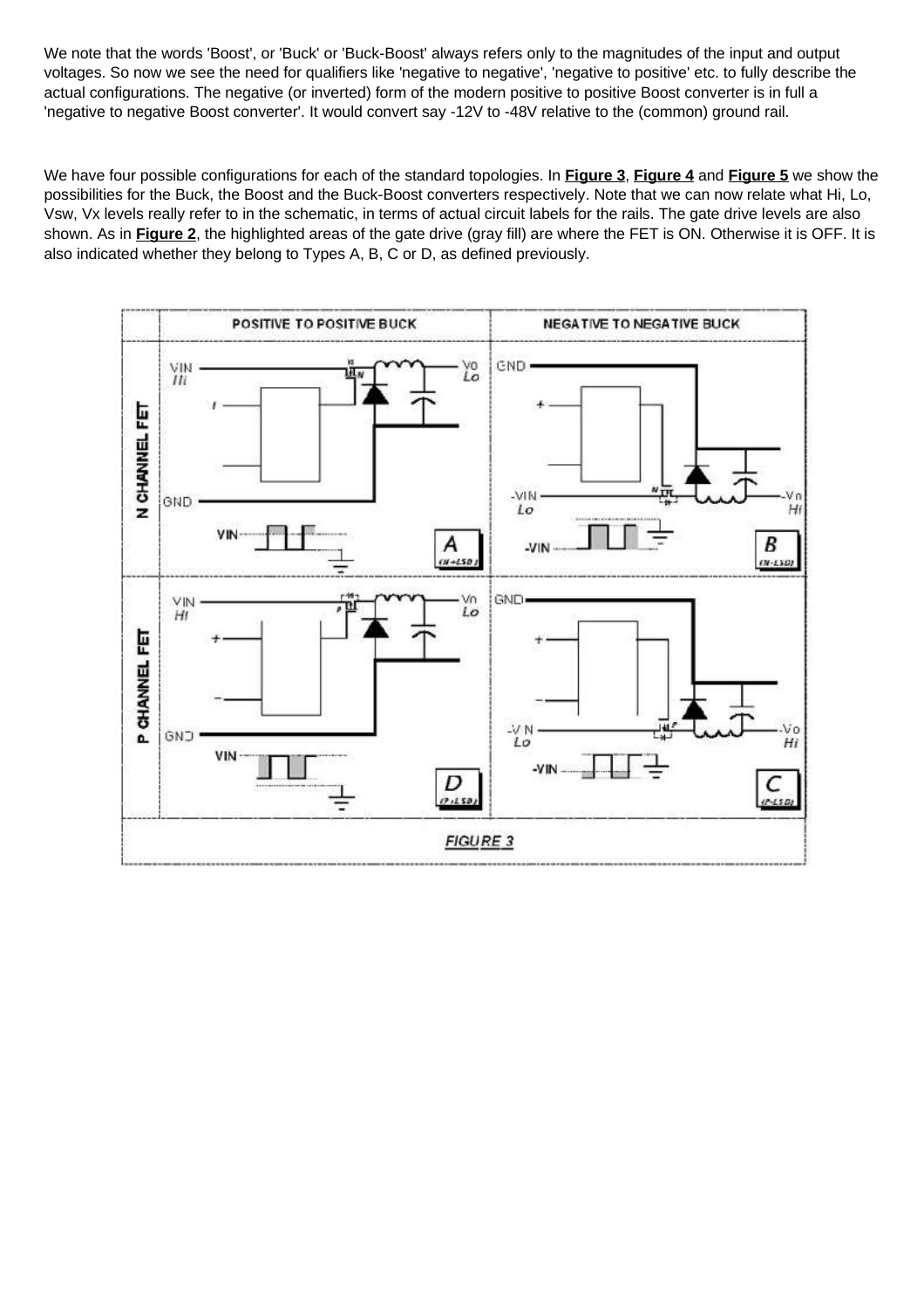We note that the words 'Boost', or 'Buck' or 'Buck-Boost' always refers only to the magnitudes of the input and output voltages. So now we see the need for qualifiers like 'negative to negative', 'negative to positive' etc. to fully describe the actual configurations. The negative (or inverted) form of the modern positive to positive Boost converter is in full a 'negative to negative Boost converter'. It would convert say -12V to -48V relative to the (common) ground rail.

We have four possible configurations for each of the standard topologies. In **Figure 3**, **Figure 4** and **Figure 5** we show the possibilities for the Buck, the Boost and the Buck-Boost converters respectively. Note that we can now relate what Hi, Lo, Vsw, Vx levels really refer to in the schematic, in terms of actual circuit labels for the rails. The gate drive levels are also shown. As in **Figure 2**, the highlighted areas of the gate drive (gray fill) are where the FET is ON. Otherwise it is OFF. It is also indicated whether they belong to Types A, B, C or D, as defined previously.

FIGURE 3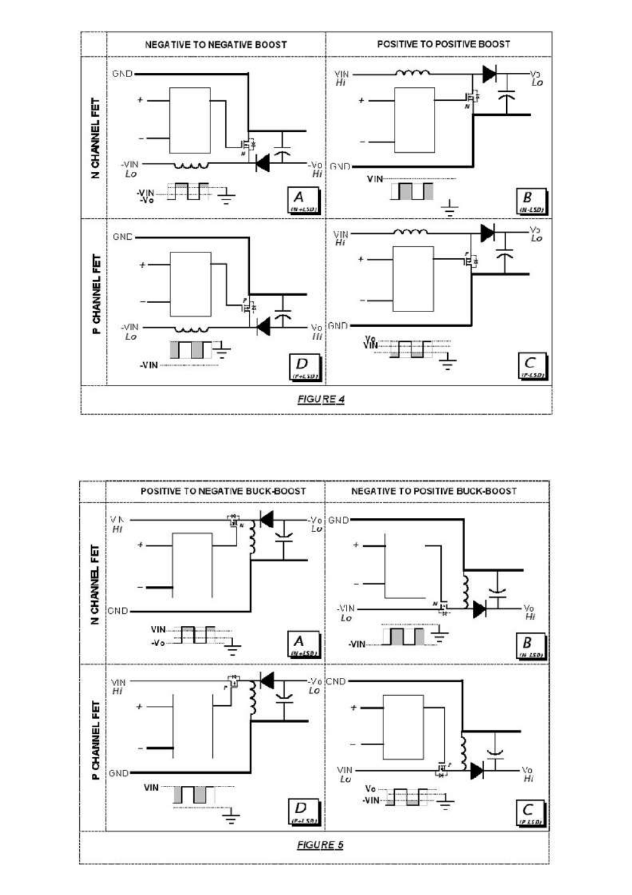| | NEGATIVE TO NEGATIVE BOOST | POSITIVE TO POSITIVE BOOST |
|---|---|---|
| N CHANNEL FET | GND, +, −, -VIN Lo, -Vo Hi, -VIN -Vo — A (N+LSD) | VIN Hi, Vo Lo, GND, VIN — B (N-LSD) |
| P CHANNEL FET | GND, +, −, -VIN Lo, Vo Hi, -VIN — D (P+LSD) | VIN Hi, Vo Lo, GND, Vo VIN — C (P-LSD) |

FIGURE 4

| | POSITIVE TO NEGATIVE BUCK-BOOST | NEGATIVE TO POSITIVE BUCK-BOOST |
|---|---|---|
| N CHANNEL FET | VIN Hi, -Vo Lo, +, −, GND, VIN -Vo — A (N+LSD) | GND, +, −, -VIN Lo, Vo Hi, -VIN — B (N-LSD) |
| P CHANNEL FET | VIN Hi, -Vo Lo, +, −, GND, VIN — D (P+LSD) | GND, +, −, VIN Lo, Vo Hi, Vo -VIN — C (P-LSD) |

FIGURE 5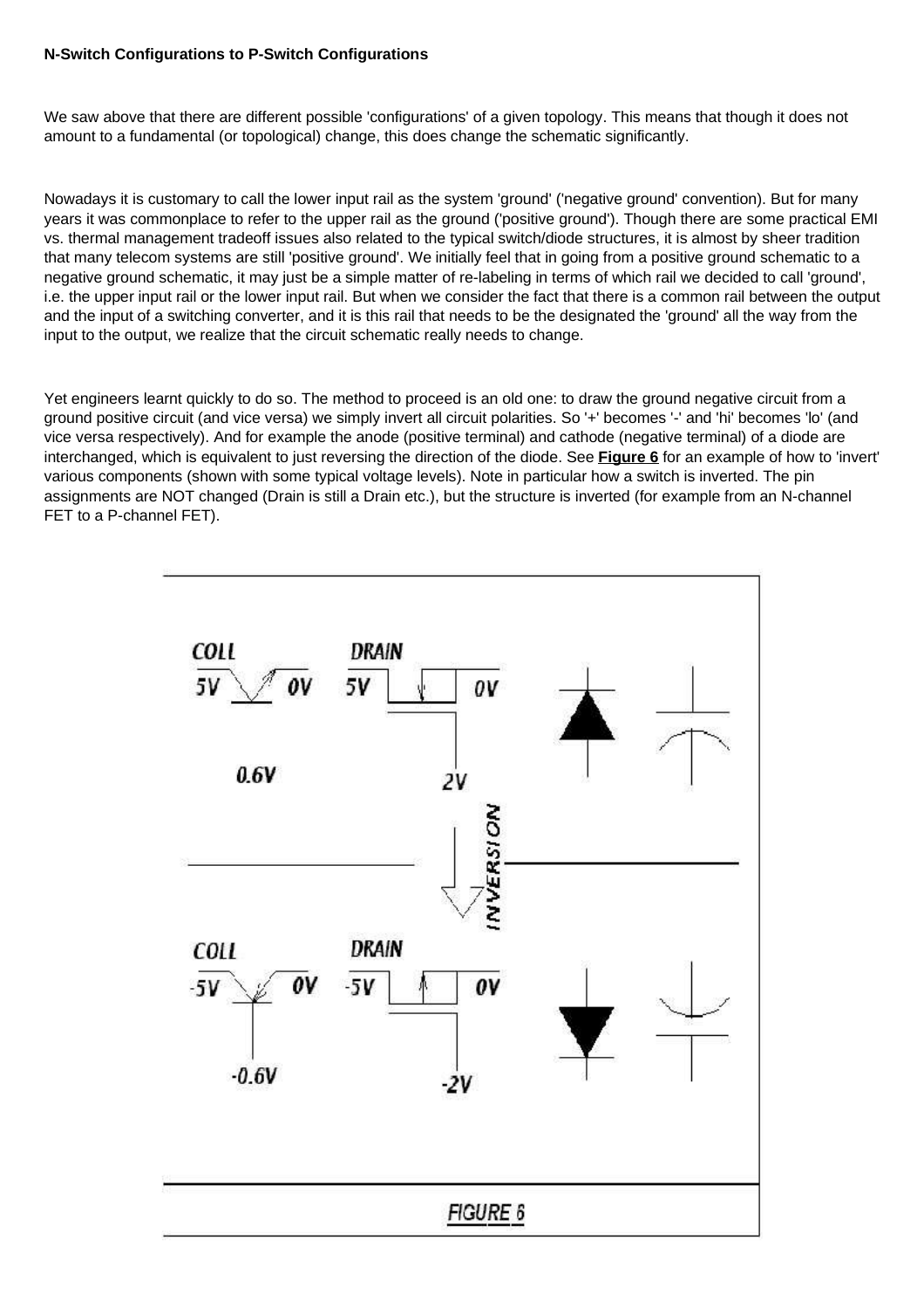**N-Switch Configurations to P-Switch Configurations**

We saw above that there are different possible 'configurations' of a given topology. This means that though it does not amount to a fundamental (or topological) change, this does change the schematic significantly.

Nowadays it is customary to call the lower input rail as the system 'ground' ('negative ground' convention). But for many years it was commonplace to refer to the upper rail as the ground ('positive ground'). Though there are some practical EMI vs. thermal management tradeoff issues also related to the typical switch/diode structures, it is almost by sheer tradition that many telecom systems are still 'positive ground'. We initially feel that in going from a positive ground schematic to a negative ground schematic, it may just be a simple matter of re-labeling in terms of which rail we decided to call 'ground', i.e. the upper input rail or the lower input rail. But when we consider the fact that there is a common rail between the output and the input of a switching converter, and it is this rail that needs to be the designated the 'ground' all the way from the input to the output, we realize that the circuit schematic really needs to change.

Yet engineers learnt quickly to do so. The method to proceed is an old one: to draw the ground negative circuit from a ground positive circuit (and vice versa) we simply invert all circuit polarities. So '+' becomes '-' and 'hi' becomes 'lo' (and vice versa respectively). And for example the anode (positive terminal) and cathode (negative terminal) of a diode are interchanged, which is equivalent to just reversing the direction of the diode. See **Figure 6** for an example of how to 'invert' various components (shown with some typical voltage levels). Note in particular how a switch is inverted. The pin assignments are NOT changed (Drain is still a Drain etc.), but the structure is inverted (for example from an N-channel FET to a P-channel FET).

FIGURE 6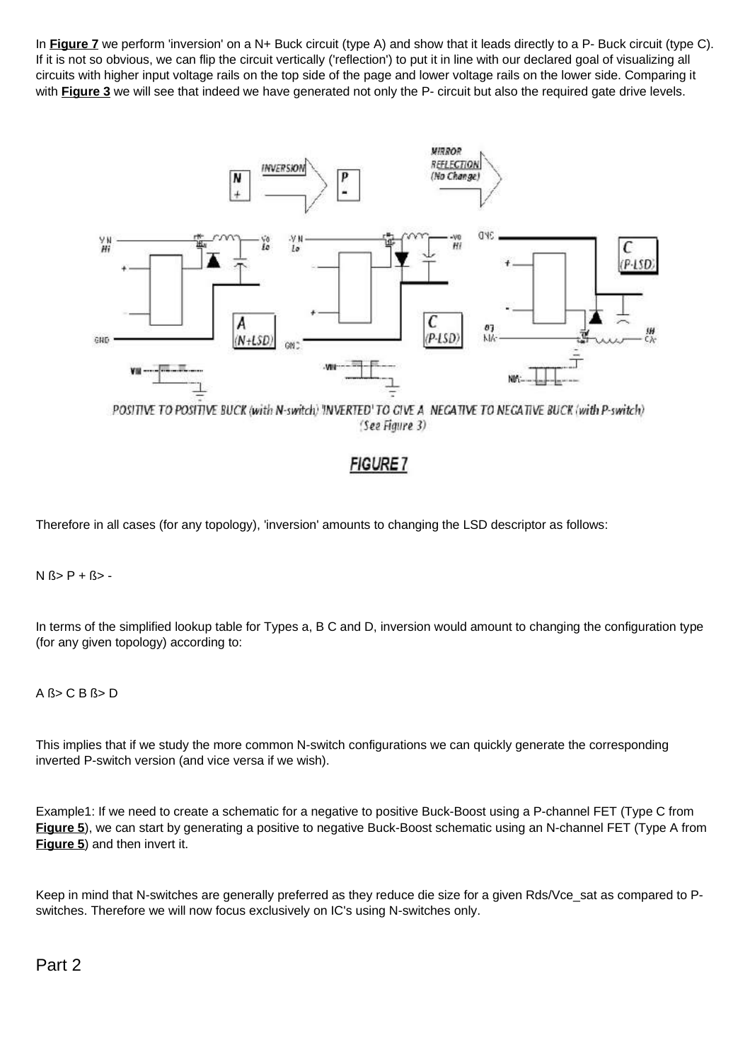In **Figure 7** we perform 'inversion' on a N+ Buck circuit (type A) and show that it leads directly to a P- Buck circuit (type C). If it is not so obvious, we can flip the circuit vertically ('reflection') to put it in line with our declared goal of visualizing all circuits with higher input voltage rails on the top side of the page and lower voltage rails on the lower side. Comparing it with **Figure 3** we will see that indeed we have generated not only the P- circuit but also the required gate drive levels.

POSITIVE TO POSITIVE BUCK (with N-switch) 'INVERTED' TO GIVE A NEGATIVE TO NEGATIVE BUCK (with P-switch) (See Figure 3)

**FIGURE 7**

Therefore in all cases (for any topology), 'inversion' amounts to changing the LSD descriptor as follows:

N ß> P + ß> -

In terms of the simplified lookup table for Types a, B C and D, inversion would amount to changing the configuration type (for any given topology) according to:

A ß> C B ß> D

This implies that if we study the more common N-switch configurations we can quickly generate the corresponding inverted P-switch version (and vice versa if we wish).

Example1: If we need to create a schematic for a negative to positive Buck-Boost using a P-channel FET (Type C from **Figure 5**), we can start by generating a positive to negative Buck-Boost schematic using an N-channel FET (Type A from **Figure 5**) and then invert it.

Keep in mind that N-switches are generally preferred as they reduce die size for a given Rds/Vce_sat as compared to P-switches. Therefore we will now focus exclusively on IC's using N-switches only.

## Part 2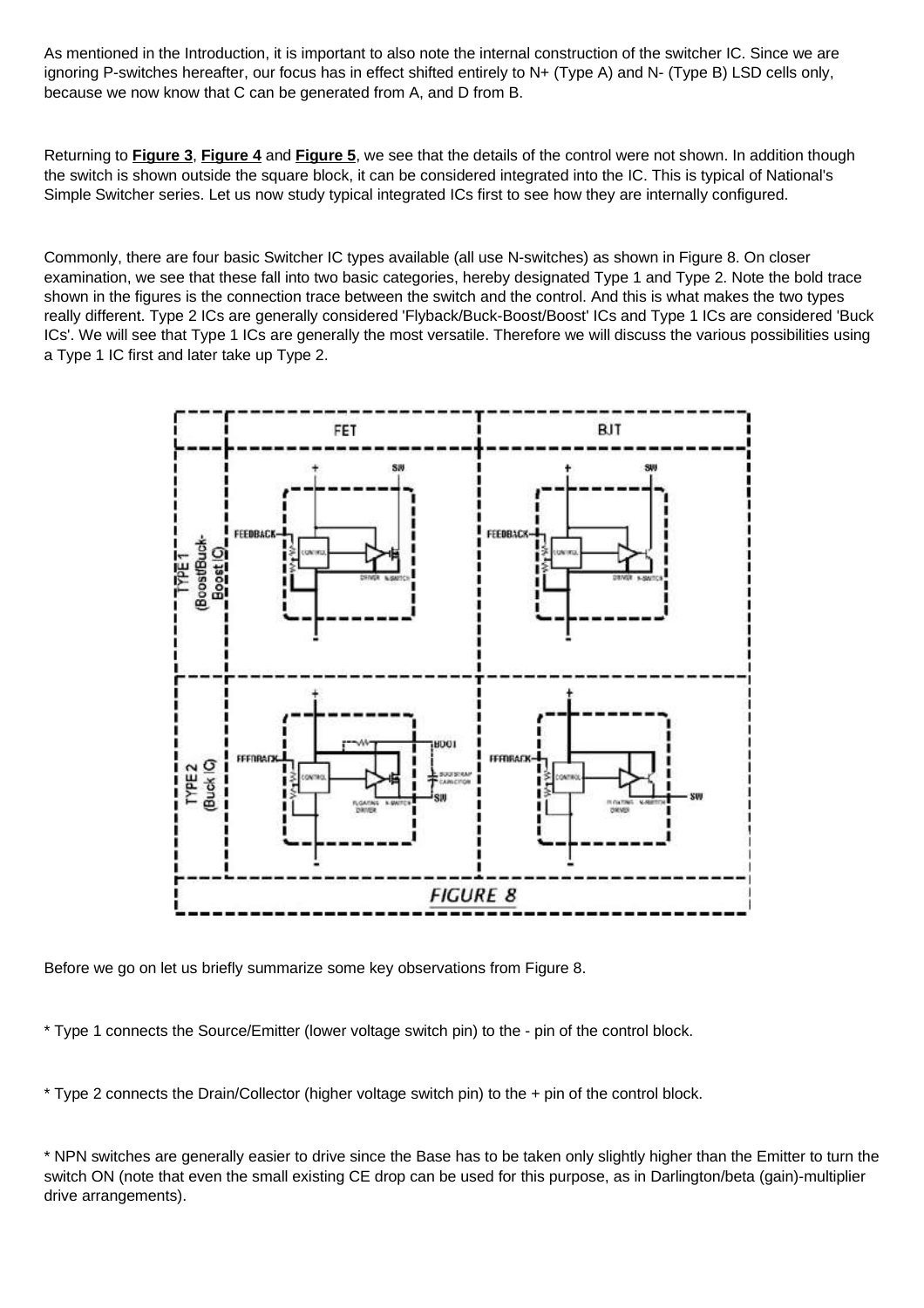As mentioned in the Introduction, it is important to also note the internal construction of the switcher IC. Since we are ignoring P-switches hereafter, our focus has in effect shifted entirely to N+ (Type A) and N- (Type B) LSD cells only, because we now know that C can be generated from A, and D from B.

Returning to **Figure 3**, **Figure 4** and **Figure 5**, we see that the details of the control were not shown. In addition though the switch is shown outside the square block, it can be considered integrated into the IC. This is typical of National's Simple Switcher series. Let us now study typical integrated ICs first to see how they are internally configured.

Commonly, there are four basic Switcher IC types available (all use N-switches) as shown in Figure 8. On closer examination, we see that these fall into two basic categories, hereby designated Type 1 and Type 2. Note the bold trace shown in the figures is the connection trace between the switch and the control. And this is what makes the two types really different. Type 2 ICs are generally considered 'Flyback/Buck-Boost/Boost' ICs and Type 1 ICs are considered 'Buck ICs'. We will see that Type 1 ICs are generally the most versatile. Therefore we will discuss the various possibilities using a Type 1 IC first and later take up Type 2.

FIGURE 8

Before we go on let us briefly summarize some key observations from Figure 8.

* Type 1 connects the Source/Emitter (lower voltage switch pin) to the - pin of the control block.

* Type 2 connects the Drain/Collector (higher voltage switch pin) to the + pin of the control block.

* NPN switches are generally easier to drive since the Base has to be taken only slightly higher than the Emitter to turn the switch ON (note that even the small existing CE drop can be used for this purpose, as in Darlington/beta (gain)-multiplier drive arrangements).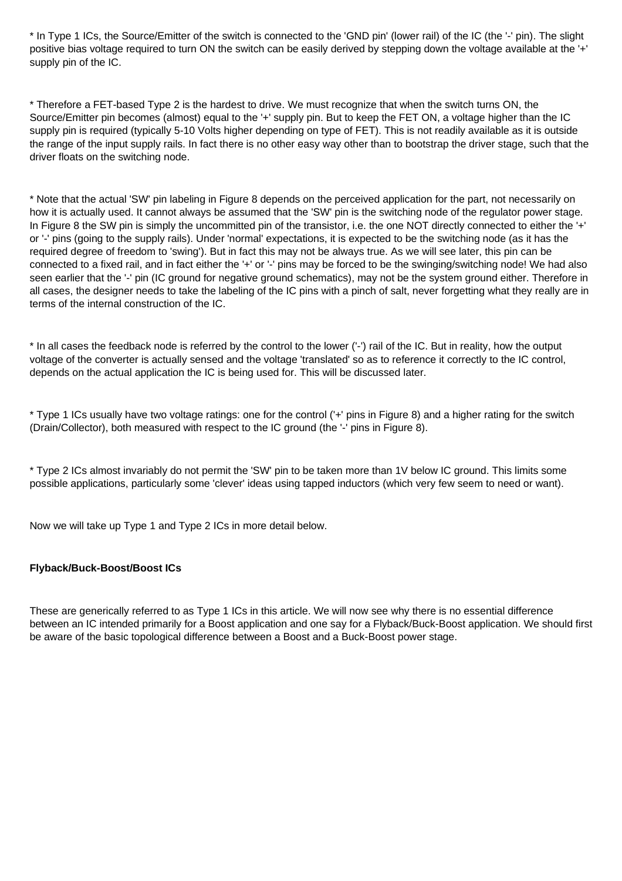* In Type 1 ICs, the Source/Emitter of the switch is connected to the 'GND pin' (lower rail) of the IC (the '-' pin). The slight positive bias voltage required to turn ON the switch can be easily derived by stepping down the voltage available at the '+' supply pin of the IC.

* Therefore a FET-based Type 2 is the hardest to drive. We must recognize that when the switch turns ON, the Source/Emitter pin becomes (almost) equal to the '+' supply pin. But to keep the FET ON, a voltage higher than the IC supply pin is required (typically 5-10 Volts higher depending on type of FET). This is not readily available as it is outside the range of the input supply rails. In fact there is no other easy way other than to bootstrap the driver stage, such that the driver floats on the switching node.

* Note that the actual 'SW' pin labeling in Figure 8 depends on the perceived application for the part, not necessarily on how it is actually used. It cannot always be assumed that the 'SW' pin is the switching node of the regulator power stage. In Figure 8 the SW pin is simply the uncommitted pin of the transistor, i.e. the one NOT directly connected to either the '+' or '-' pins (going to the supply rails). Under 'normal' expectations, it is expected to be the switching node (as it has the required degree of freedom to 'swing'). But in fact this may not be always true. As we will see later, this pin can be connected to a fixed rail, and in fact either the '+' or '-' pins may be forced to be the swinging/switching node! We had also seen earlier that the '-' pin (IC ground for negative ground schematics), may not be the system ground either. Therefore in all cases, the designer needs to take the labeling of the IC pins with a pinch of salt, never forgetting what they really are in terms of the internal construction of the IC.

* In all cases the feedback node is referred by the control to the lower ('-') rail of the IC. But in reality, how the output voltage of the converter is actually sensed and the voltage 'translated' so as to reference it correctly to the IC control, depends on the actual application the IC is being used for. This will be discussed later.

* Type 1 ICs usually have two voltage ratings: one for the control ('+' pins in Figure 8) and a higher rating for the switch (Drain/Collector), both measured with respect to the IC ground (the '-' pins in Figure 8).

* Type 2 ICs almost invariably do not permit the 'SW' pin to be taken more than 1V below IC ground. This limits some possible applications, particularly some 'clever' ideas using tapped inductors (which very few seem to need or want).

Now we will take up Type 1 and Type 2 ICs in more detail below.

**Flyback/Buck-Boost/Boost ICs**

These are generically referred to as Type 1 ICs in this article. We will now see why there is no essential difference between an IC intended primarily for a Boost application and one say for a Flyback/Buck-Boost application. We should first be aware of the basic topological difference between a Boost and a Buck-Boost power stage.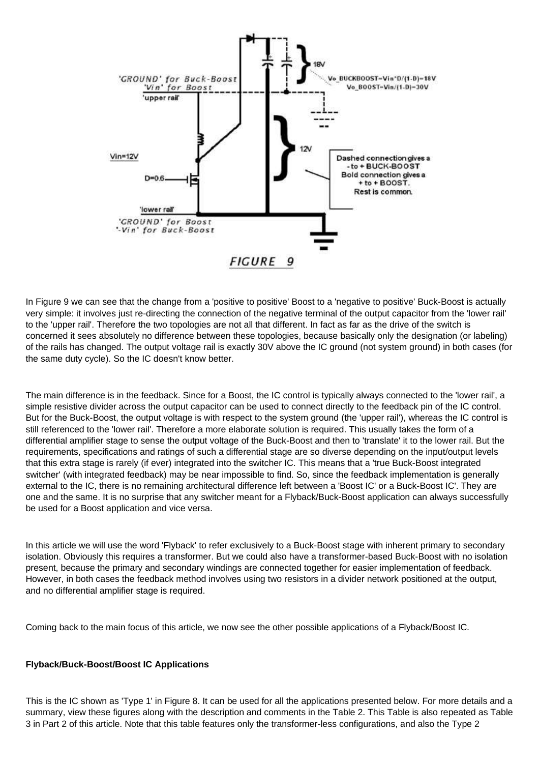FIGURE 9

In Figure 9 we can see that the change from a 'positive to positive' Boost to a 'negative to positive' Buck-Boost is actually very simple: it involves just re-directing the connection of the negative terminal of the output capacitor from the 'lower rail' to the 'upper rail'. Therefore the two topologies are not all that different. In fact as far as the drive of the switch is concerned it sees absolutely no difference between these topologies, because basically only the designation (or labeling) of the rails has changed. The output voltage rail is exactly 30V above the IC ground (not system ground) in both cases (for the same duty cycle). So the IC doesn't know better.

The main difference is in the feedback. Since for a Boost, the IC control is typically always connected to the 'lower rail', a simple resistive divider across the output capacitor can be used to connect directly to the feedback pin of the IC control. But for the Buck-Boost, the output voltage is with respect to the system ground (the 'upper rail'), whereas the IC control is still referenced to the 'lower rail'. Therefore a more elaborate solution is required. This usually takes the form of a differential amplifier stage to sense the output voltage of the Buck-Boost and then to 'translate' it to the lower rail. But the requirements, specifications and ratings of such a differential stage are so diverse depending on the input/output levels that this extra stage is rarely (if ever) integrated into the switcher IC. This means that a 'true Buck-Boost integrated switcher' (with integrated feedback) may be near impossible to find. So, since the feedback implementation is generally external to the IC, there is no remaining architectural difference left between a 'Boost IC' or a Buck-Boost IC'. They are one and the same. It is no surprise that any switcher meant for a Flyback/Buck-Boost application can always successfully be used for a Boost application and vice versa.

In this article we will use the word 'Flyback' to refer exclusively to a Buck-Boost stage with inherent primary to secondary isolation. Obviously this requires a transformer. But we could also have a transformer-based Buck-Boost with no isolation present, because the primary and secondary windings are connected together for easier implementation of feedback. However, in both cases the feedback method involves using two resistors in a divider network positioned at the output, and no differential amplifier stage is required.

Coming back to the main focus of this article, we now see the other possible applications of a Flyback/Boost IC.

**Flyback/Buck-Boost/Boost IC Applications**

This is the IC shown as 'Type 1' in Figure 8. It can be used for all the applications presented below. For more details and a summary, view these figures along with the description and comments in the Table 2. This Table is also repeated as Table 3 in Part 2 of this article. Note that this table features only the transformer-less configurations, and also the Type 2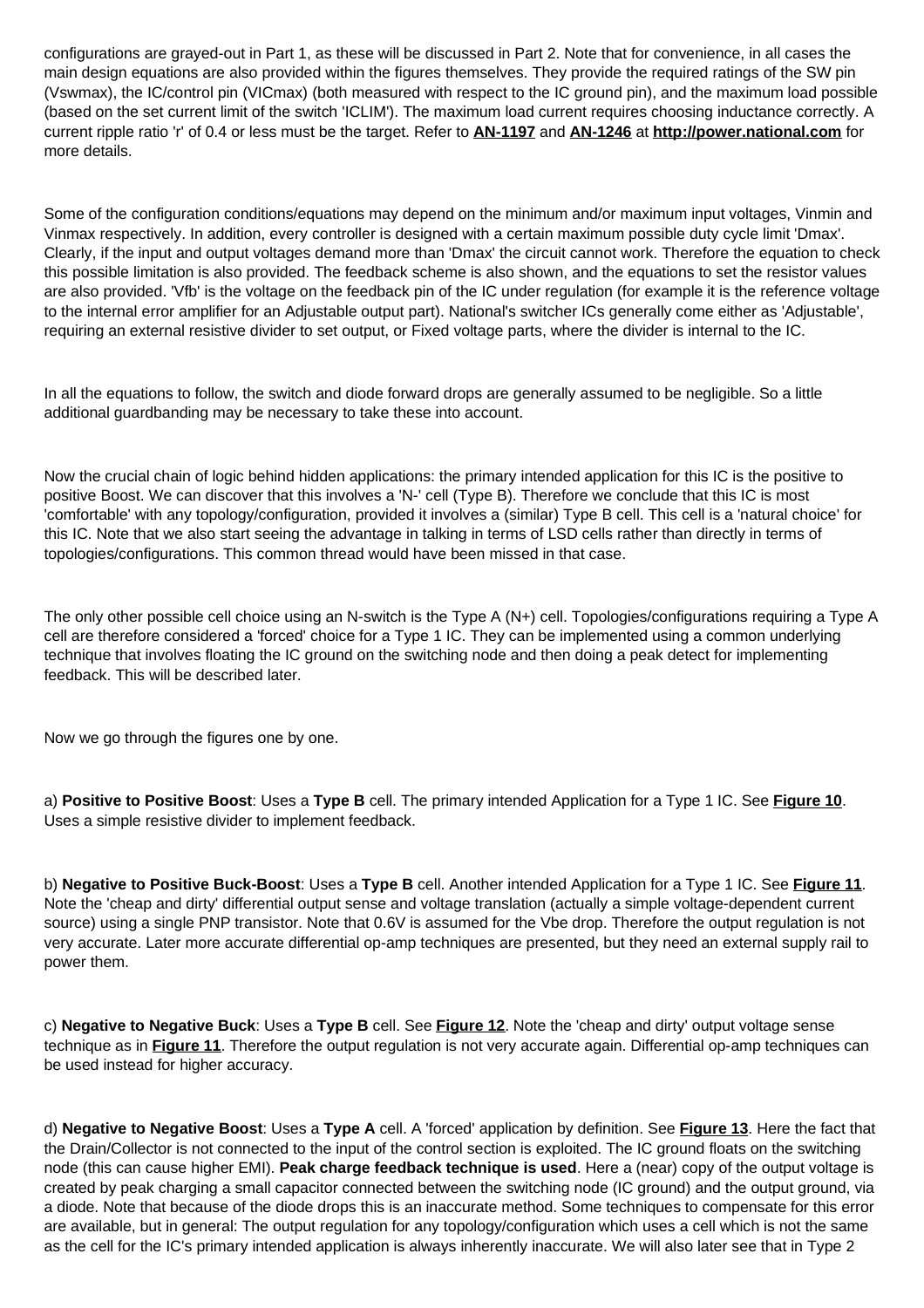configurations are grayed-out in Part 1, as these will be discussed in Part 2. Note that for convenience, in all cases the main design equations are also provided within the figures themselves. They provide the required ratings of the SW pin (Vswmax), the IC/control pin (VICmax) (both measured with respect to the IC ground pin), and the maximum load possible (based on the set current limit of the switch 'ICLIM'). The maximum load current requires choosing inductance correctly. A current ripple ratio 'r' of 0.4 or less must be the target. Refer to **AN-1197** and **AN-1246** at **http://power.national.com** for more details.

Some of the configuration conditions/equations may depend on the minimum and/or maximum input voltages, Vinmin and Vinmax respectively. In addition, every controller is designed with a certain maximum possible duty cycle limit 'Dmax'. Clearly, if the input and output voltages demand more than 'Dmax' the circuit cannot work. Therefore the equation to check this possible limitation is also provided. The feedback scheme is also shown, and the equations to set the resistor values are also provided. 'Vfb' is the voltage on the feedback pin of the IC under regulation (for example it is the reference voltage to the internal error amplifier for an Adjustable output part). National's switcher ICs generally come either as 'Adjustable', requiring an external resistive divider to set output, or Fixed voltage parts, where the divider is internal to the IC.

In all the equations to follow, the switch and diode forward drops are generally assumed to be negligible. So a little additional guardbanding may be necessary to take these into account.

Now the crucial chain of logic behind hidden applications: the primary intended application for this IC is the positive to positive Boost. We can discover that this involves a 'N-' cell (Type B). Therefore we conclude that this IC is most 'comfortable' with any topology/configuration, provided it involves a (similar) Type B cell. This cell is a 'natural choice' for this IC. Note that we also start seeing the advantage in talking in terms of LSD cells rather than directly in terms of topologies/configurations. This common thread would have been missed in that case.

The only other possible cell choice using an N-switch is the Type A (N+) cell. Topologies/configurations requiring a Type A cell are therefore considered a 'forced' choice for a Type 1 IC. They can be implemented using a common underlying technique that involves floating the IC ground on the switching node and then doing a peak detect for implementing feedback. This will be described later.

Now we go through the figures one by one.

a) **Positive to Positive Boost**: Uses a **Type B** cell. The primary intended Application for a Type 1 IC. See **Figure 10**. Uses a simple resistive divider to implement feedback.

b) **Negative to Positive Buck-Boost**: Uses a **Type B** cell. Another intended Application for a Type 1 IC. See **Figure 11**. Note the 'cheap and dirty' differential output sense and voltage translation (actually a simple voltage-dependent current source) using a single PNP transistor. Note that 0.6V is assumed for the Vbe drop. Therefore the output regulation is not very accurate. Later more accurate differential op-amp techniques are presented, but they need an external supply rail to power them.

c) **Negative to Negative Buck**: Uses a **Type B** cell. See **Figure 12**. Note the 'cheap and dirty' output voltage sense technique as in **Figure 11**. Therefore the output regulation is not very accurate again. Differential op-amp techniques can be used instead for higher accuracy.

d) **Negative to Negative Boost**: Uses a **Type A** cell. A 'forced' application by definition. See **Figure 13**. Here the fact that the Drain/Collector is not connected to the input of the control section is exploited. The IC ground floats on the switching node (this can cause higher EMI). **Peak charge feedback technique is used**. Here a (near) copy of the output voltage is created by peak charging a small capacitor connected between the switching node (IC ground) and the output ground, via a diode. Note that because of the diode drops this is an inaccurate method. Some techniques to compensate for this error are available, but in general: The output regulation for any topology/configuration which uses a cell which is not the same as the cell for the IC's primary intended application is always inherently inaccurate. We will also later see that in Type 2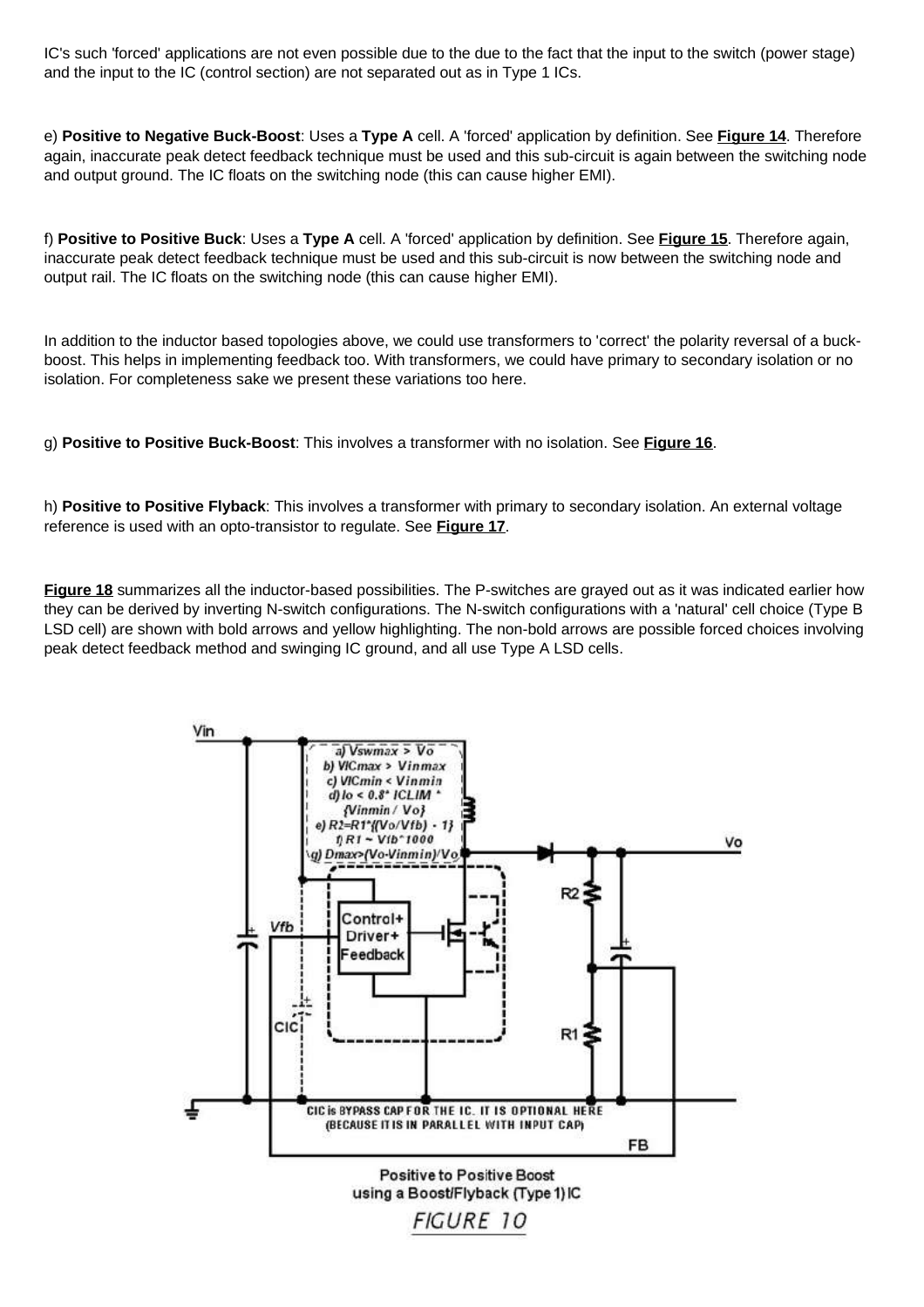IC's such 'forced' applications are not even possible due to the due to the fact that the input to the switch (power stage) and the input to the IC (control section) are not separated out as in Type 1 ICs.

e) **Positive to Negative Buck-Boost**: Uses a **Type A** cell. A 'forced' application by definition. See **Figure 14**. Therefore again, inaccurate peak detect feedback technique must be used and this sub-circuit is again between the switching node and output ground. The IC floats on the switching node (this can cause higher EMI).

f) **Positive to Positive Buck**: Uses a **Type A** cell. A 'forced' application by definition. See **Figure 15**. Therefore again, inaccurate peak detect feedback technique must be used and this sub-circuit is now between the switching node and output rail. The IC floats on the switching node (this can cause higher EMI).

In addition to the inductor based topologies above, we could use transformers to 'correct' the polarity reversal of a buck-boost. This helps in implementing feedback too. With transformers, we could have primary to secondary isolation or no isolation. For completeness sake we present these variations too here.

g) **Positive to Positive Buck-Boost**: This involves a transformer with no isolation. See **Figure 16**.

h) **Positive to Positive Flyback**: This involves a transformer with primary to secondary isolation. An external voltage reference is used with an opto-transistor to regulate. See **Figure 17**.

**Figure 18** summarizes all the inductor-based possibilities. The P-switches are grayed out as it was indicated earlier how they can be derived by inverting N-switch configurations. The N-switch configurations with a 'natural' cell choice (Type B LSD cell) are shown with bold arrows and yellow highlighting. The non-bold arrows are possible forced choices involving peak detect feedback method and swinging IC ground, and all use Type A LSD cells.

Positive to Positive Boost using a Boost/Flyback (Type 1) IC

FIGURE 10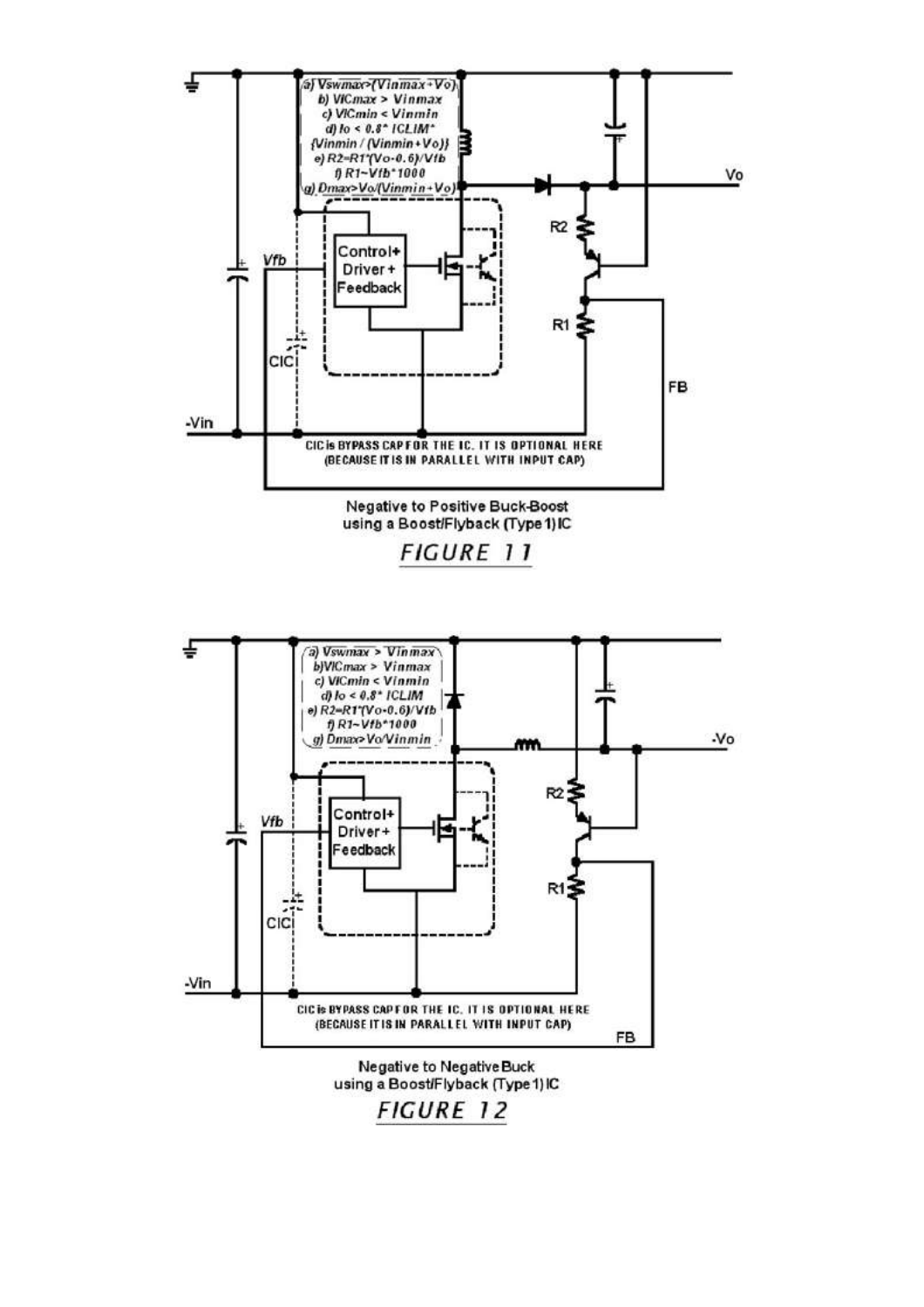Negative to Positive Buck-Boost
using a Boost/Flyback (Type 1) IC

*FIGURE 11*

Negative to Negative Buck
using a Boost/Flyback (Type 1) IC

*FIGURE 12*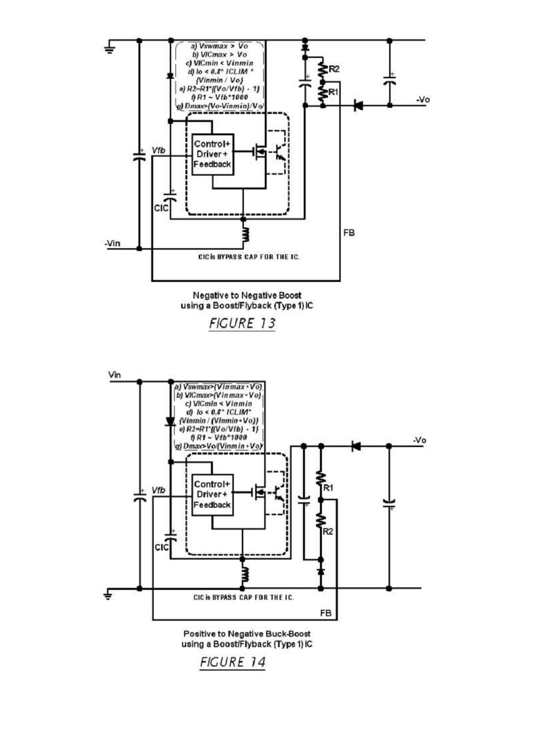a) $V_{swmax} > V_o$
b) $V_{ICmax} > V_o$
c) $V_{ICmin} < V_{inmin}$
d) $I_o < 0.8 * I_{CLIM} * \{V_{inmin} / V_o\}$
e) $R2 = R1 * \{(V_o/V_{fb}) - 1\}$
f) $R1 \sim V_{fb} * 1000$
g) $D_{max} > (V_o - V_{inmin})/V_o$

CIC is BYPASS CAP FOR THE IC.

Negative to Negative Boost using a Boost/Flyback (Type 1) IC

FIGURE 13

a) $V_{swmax} > (V_{inmax} + V_o)$
b) $V_{ICmax} > (V_{inmax} + V_o)$
c) $V_{ICmin} < V_{inmin}$
d) $I_o < 0.8 * I_{CLIM} * \{V_{inmin} / (V_{inmin} + V_o)\}$
e) $R2 = R1 * \{(V_o/V_{fb}) - 1\}$
f) $R1 \sim V_{fb} * 1000$
g) $D_{max} > V_o / (V_{inmin} + V_o)$

CIC is BYPASS CAP FOR THE IC.

Positive to Negative Buck-Boost using a Boost/Flyback (Type 1) IC

FIGURE 14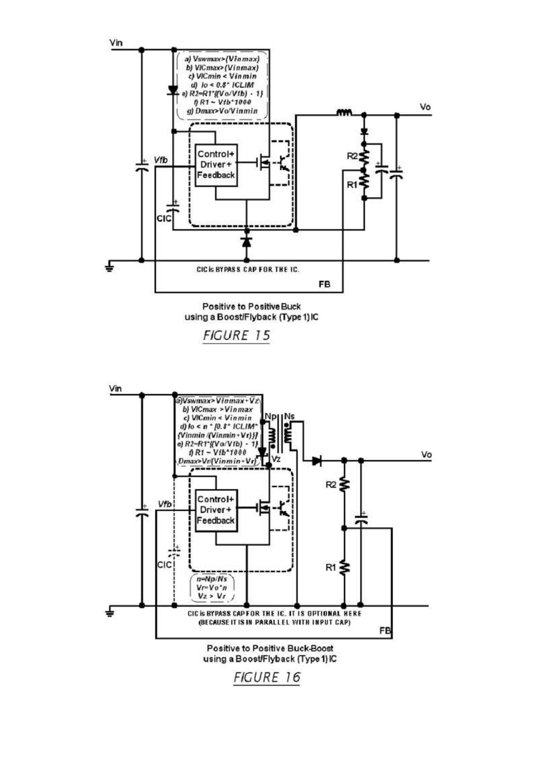a) $V_{swmax} > (V_{inmax})$
b) $V_{ICmax} > (V_{inmax})$
c) $V_{ICmin} < V_{inmin}$
d) $I_o < 0.8 * I_{CLIM}$
e) $R2 = R1 * \{(V_o/V_{fb}) - 1\}$
f) $R1 \sim V_{fb} * 1000$
g) $D_{max} > V_o/V_{inmin}$

Vin, Vo, Vfb, FB, R1, R2, CIC, Control+ Driver+ Feedback

CIC is BYPASS CAP FOR THE IC.

Positive to Positive Buck using a Boost/Flyback (Type 1) IC

*FIGURE 15*

a) $V_{swmax} > V_{inmax} + V_z$
b) $V_{ICmax} > V_{inmax}$
c) $V_{ICmin} < V_{inmin}$
d) $I_o < n * [0.8 * I_{CLIM} * \{V_{inmin} / (V_{inmin} + V_r)\}]$
e) $R2 = R1 * \{(V_o/V_{fb}) - 1\}$
f) $R1 \sim V_{fb} * 1000$
$D_{max} > V_r / (V_{inmin} + V_r)$

$n = N_p/N_s$
$V_r = V_o * n$
$V_z > V_r$

Vin, Vo, Vfb, FB, Np, Ns, Vz, R1, R2, CIC, Control+ Driver+ Feedback

CIC is BYPASS CAP FOR THE IC. IT IS OPTIONAL HERE (BECAUSE IT IS IN PARALLEL WITH INPUT CAP)

Positive to Positive Buck-Boost using a Boost/Flyback (Type 1) IC

*FIGURE 16*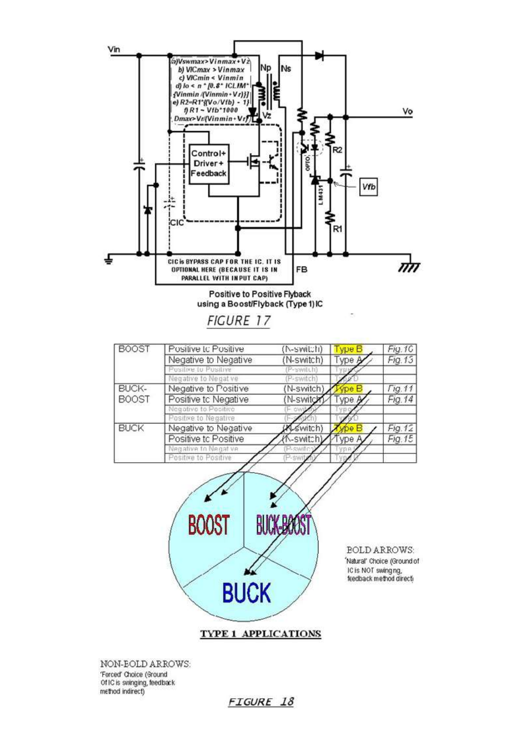Vin

a) $V_{swmax} > V_{inmax} + V_z$
b) $V_{ICmax} > V_{inmax}$
c) $V_{ICmin} < V_{inmin}$
d) $I_o < n * [0.8 * I_{CLIM} * \{V_{inmin} / (V_{inmin} + V_r)\}]$
e) $R2 = R1 * \{(V_o / V_{fb}) - 1\}$
f) $R1 \sim V_{fb} * 1000$
$D_{max} > V_r / (V_{inmin} + V_r)$

Np Ns Vz Vo

Control+ Driver+ Feedback

OPTO LM431 R2 Vfb R1 CIC FB

CIC IS BYPASS CAP FOR THE IC. IT IS OPTIONAL HERE (BECAUSE IT IS IN PARALLEL WITH INPUT CAP)

Positive to Positive Flyback
using a Boost/Flyback (Type 1) IC

FIGURE 17

| | | | | |
|---|---|---|---|---|
| BOOST | Positive to Positive | (N-switch) | Type B | Fig. 10 |
| | Negative to Negative | (N-switch) | Type A | Fig. 13 |
| | Positive to Positive | (P-switch) | Type C | |
| | Negative to Negative | (P-switch) | Type D | |
| BUCK-BOOST | Negative to Positive | (N-switch) | Type B | Fig. 11 |
| | Positive to Negative | (N-switch) | Type A | Fig. 14 |
| | Negative to Positive | (P-switch) | Type C | |
| | Positive to Negative | (P-switch) | Type D | |
| BUCK | Negative to Negative | (N-switch) | Type B | Fig. 12 |
| | Positive to Positive | (N-switch) | Type A | Fig. 15 |
| | Negative to Negative | (P-switch) | Type C | |
| | Positive to Positive | (P-switch) | Type D | |

BOOST BUCK-BOOST BUCK

BOLD ARROWS:
'Natural' Choice (Ground of IC is NOT swinging, feedback method direct)

**TYPE 1 APPLICATIONS**

NON-BOLD ARROWS:
'Forced' Choice (Ground of IC is swinging, feedback method indirect)

FIGURE 18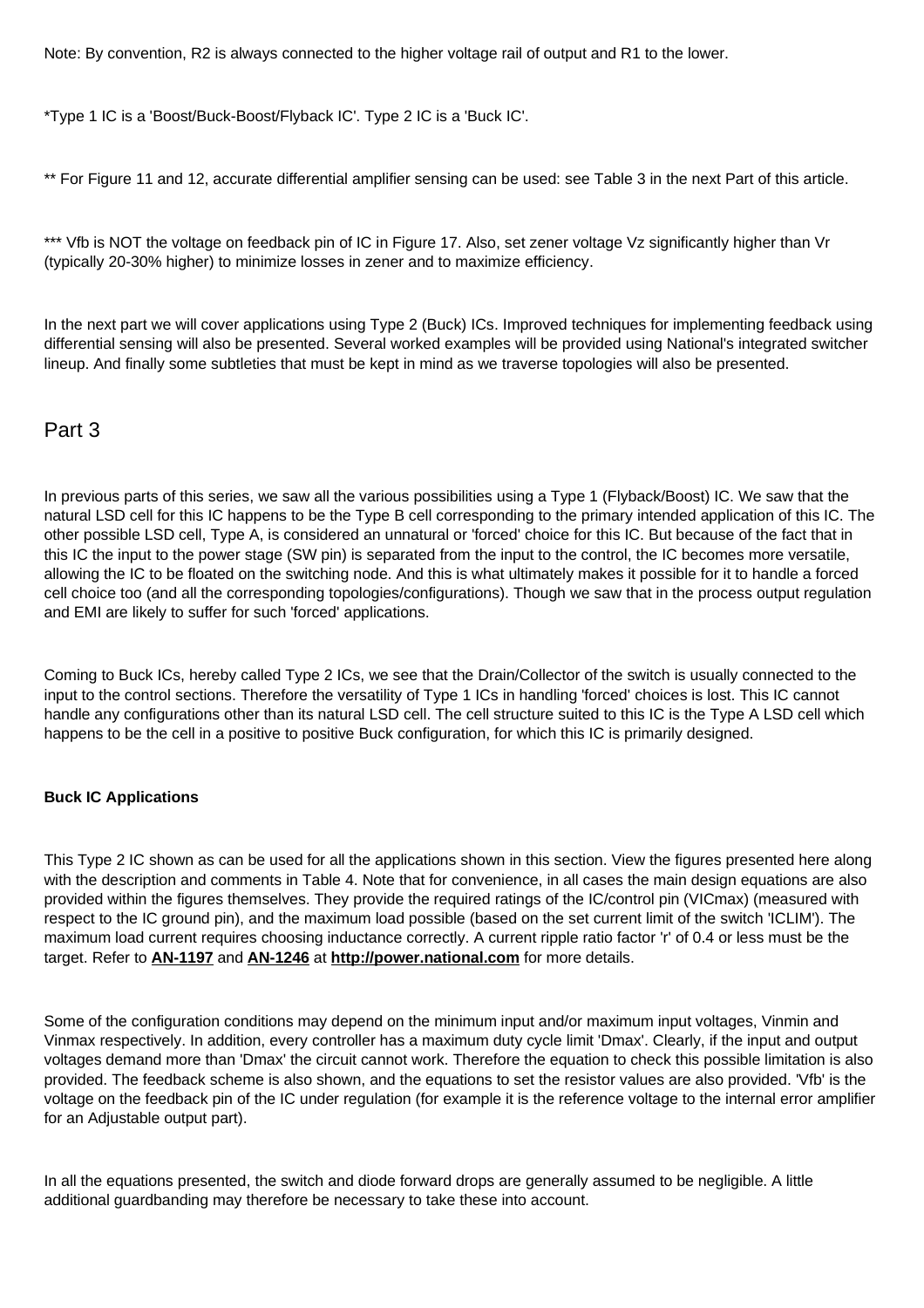Note: By convention, R2 is always connected to the higher voltage rail of output and R1 to the lower.

*Type 1 IC is a 'Boost/Buck-Boost/Flyback IC'. Type 2 IC is a 'Buck IC'.

** For Figure 11 and 12, accurate differential amplifier sensing can be used: see Table 3 in the next Part of this article.

*** Vfb is NOT the voltage on feedback pin of IC in Figure 17. Also, set zener voltage Vz significantly higher than Vr (typically 20-30% higher) to minimize losses in zener and to maximize efficiency.

In the next part we will cover applications using Type 2 (Buck) ICs. Improved techniques for implementing feedback using differential sensing will also be presented. Several worked examples will be provided using National's integrated switcher lineup. And finally some subtleties that must be kept in mind as we traverse topologies will also be presented.

## Part 3

In previous parts of this series, we saw all the various possibilities using a Type 1 (Flyback/Boost) IC. We saw that the natural LSD cell for this IC happens to be the Type B cell corresponding to the primary intended application of this IC. The other possible LSD cell, Type A, is considered an unnatural or 'forced' choice for this IC. But because of the fact that in this IC the input to the power stage (SW pin) is separated from the input to the control, the IC becomes more versatile, allowing the IC to be floated on the switching node. And this is what ultimately makes it possible for it to handle a forced cell choice too (and all the corresponding topologies/configurations). Though we saw that in the process output regulation and EMI are likely to suffer for such 'forced' applications.

Coming to Buck ICs, hereby called Type 2 ICs, we see that the Drain/Collector of the switch is usually connected to the input to the control sections. Therefore the versatility of Type 1 ICs in handling 'forced' choices is lost. This IC cannot handle any configurations other than its natural LSD cell. The cell structure suited to this IC is the Type A LSD cell which happens to be the cell in a positive to positive Buck configuration, for which this IC is primarily designed.

**Buck IC Applications**

This Type 2 IC shown as can be used for all the applications shown in this section. View the figures presented here along with the description and comments in Table 4. Note that for convenience, in all cases the main design equations are also provided within the figures themselves. They provide the required ratings of the IC/control pin (VICmax) (measured with respect to the IC ground pin), and the maximum load possible (based on the set current limit of the switch 'ICLIM'). The maximum load current requires choosing inductance correctly. A current ripple ratio factor 'r' of 0.4 or less must be the target. Refer to **AN-1197** and **AN-1246** at **http://power.national.com** for more details.

Some of the configuration conditions may depend on the minimum input and/or maximum input voltages, Vinmin and Vinmax respectively. In addition, every controller has a maximum duty cycle limit 'Dmax'. Clearly, if the input and output voltages demand more than 'Dmax' the circuit cannot work. Therefore the equation to check this possible limitation is also provided. The feedback scheme is also shown, and the equations to set the resistor values are also provided. 'Vfb' is the voltage on the feedback pin of the IC under regulation (for example it is the reference voltage to the internal error amplifier for an Adjustable output part).

In all the equations presented, the switch and diode forward drops are generally assumed to be negligible. A little additional guardbanding may therefore be necessary to take these into account.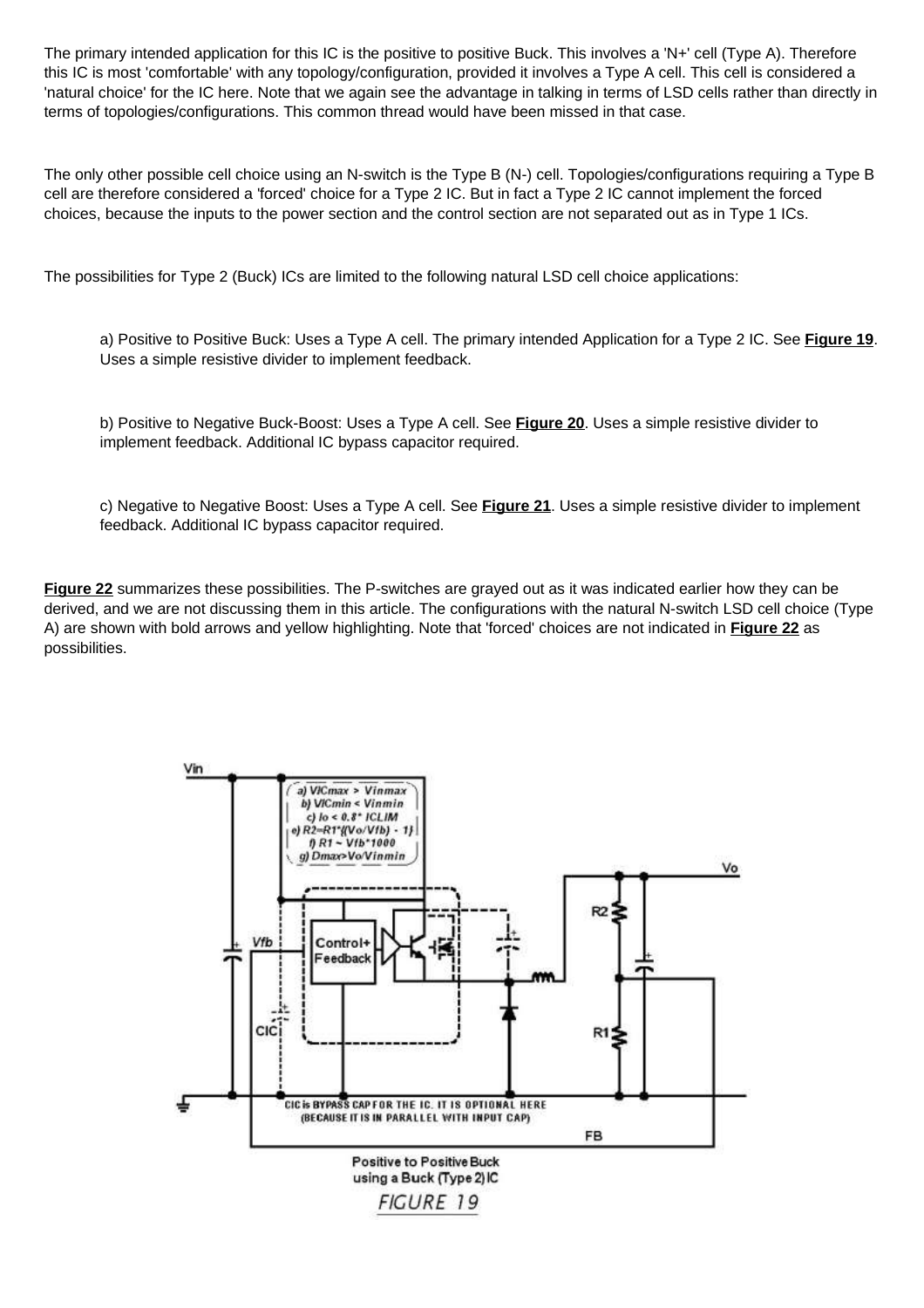The primary intended application for this IC is the positive to positive Buck. This involves a 'N+' cell (Type A). Therefore this IC is most 'comfortable' with any topology/configuration, provided it involves a Type A cell. This cell is considered a 'natural choice' for the IC here. Note that we again see the advantage in talking in terms of LSD cells rather than directly in terms of topologies/configurations. This common thread would have been missed in that case.

The only other possible cell choice using an N-switch is the Type B (N-) cell. Topologies/configurations requiring a Type B cell are therefore considered a 'forced' choice for a Type 2 IC. But in fact a Type 2 IC cannot implement the forced choices, because the inputs to the power section and the control section are not separated out as in Type 1 ICs.

The possibilities for Type 2 (Buck) ICs are limited to the following natural LSD cell choice applications:

a) Positive to Positive Buck: Uses a Type A cell. The primary intended Application for a Type 2 IC. See **Figure 19**. Uses a simple resistive divider to implement feedback.

b) Positive to Negative Buck-Boost: Uses a Type A cell. See **Figure 20**. Uses a simple resistive divider to implement feedback. Additional IC bypass capacitor required.

c) Negative to Negative Boost: Uses a Type A cell. See **Figure 21**. Uses a simple resistive divider to implement feedback. Additional IC bypass capacitor required.

**Figure 22** summarizes these possibilities. The P-switches are grayed out as it was indicated earlier how they can be derived, and we are not discussing them in this article. The configurations with the natural N-switch LSD cell choice (Type A) are shown with bold arrows and yellow highlighting. Note that 'forced' choices are not indicated in **Figure 22** as possibilities.

a) VICmax > Vinmax
b) VICmin < Vinmin
c) Io < 0.8* ICLIM
e) R2=R1*((Vo/Vfb) - 1)
f) R1 ~ Vfb*1000
g) Dmax>Vo/Vinmin

CIC is BYPASS CAP FOR THE IC. IT IS OPTIONAL HERE (BECAUSE IT IS IN PARALLEL WITH INPUT CAP)

Positive to Positive Buck using a Buck (Type 2) IC

FIGURE 19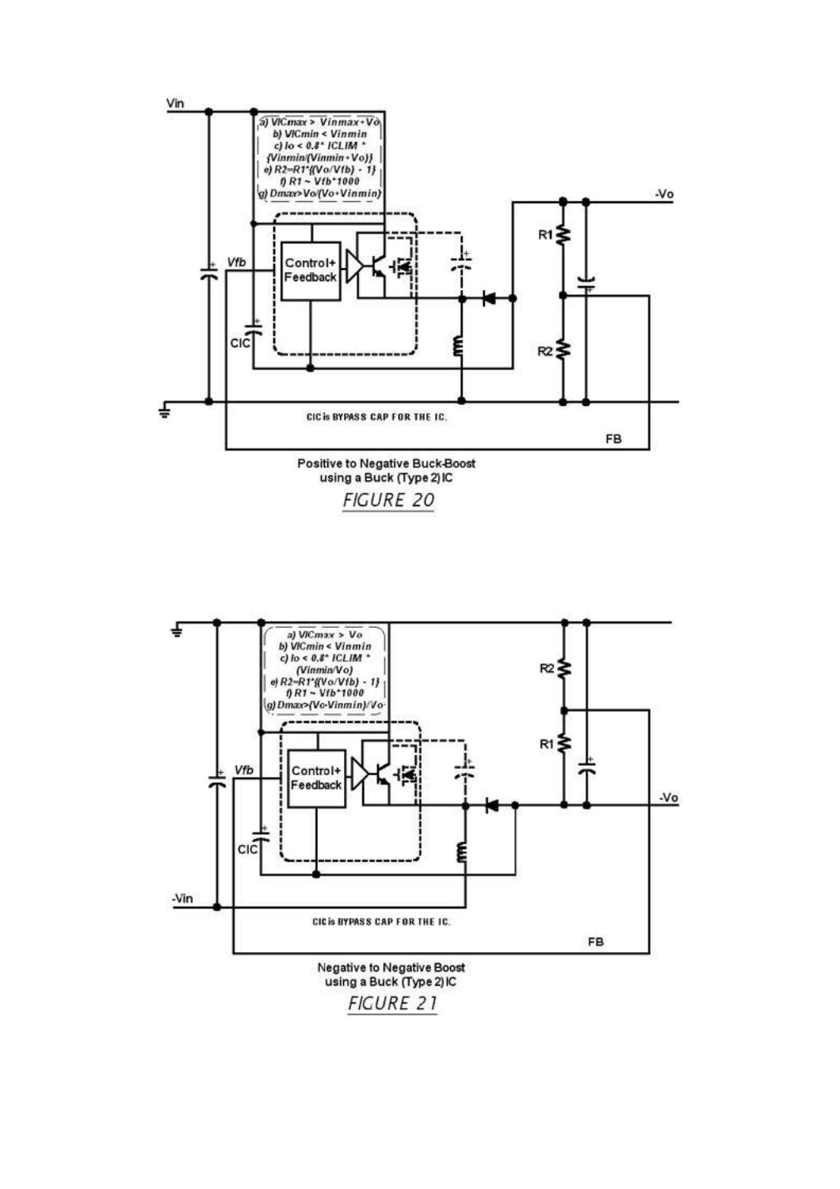a) $V_{ICmax} > V_{inmax} + V_o$
b) $V_{ICmin} < V_{inmin}$
c) $I_o < 0.8 * I_{CLIM} * \{V_{inmin}/(V_{inmin}+V_o)\}$
e) $R2 = R1 * \{(V_o/V_{fb}) - 1\}$
f) $R1 \sim V_{fb} * 1000$
g) $D_{max} > V_o/(V_o+V_{inmin})$

CIC is BYPASS CAP FOR THE IC.

Positive to Negative Buck-Boost using a Buck (Type 2) IC

FIGURE 20

a) $V_{ICmax} > V_o$
b) $V_{ICmin} < V_{inmin}$
c) $I_o < 0.8 * I_{CLIM} * (V_{inmin}/V_o)$
e) $R2 = R1 * \{(V_o/V_{fb}) - 1\}$
f) $R1 \sim V_{fb} * 1000$
g) $D_{max} > (V_o - V_{inmin})/V_o$

CIC is BYPASS CAP FOR THE IC.

Negative to Negative Boost using a Buck (Type 2) IC

FIGURE 21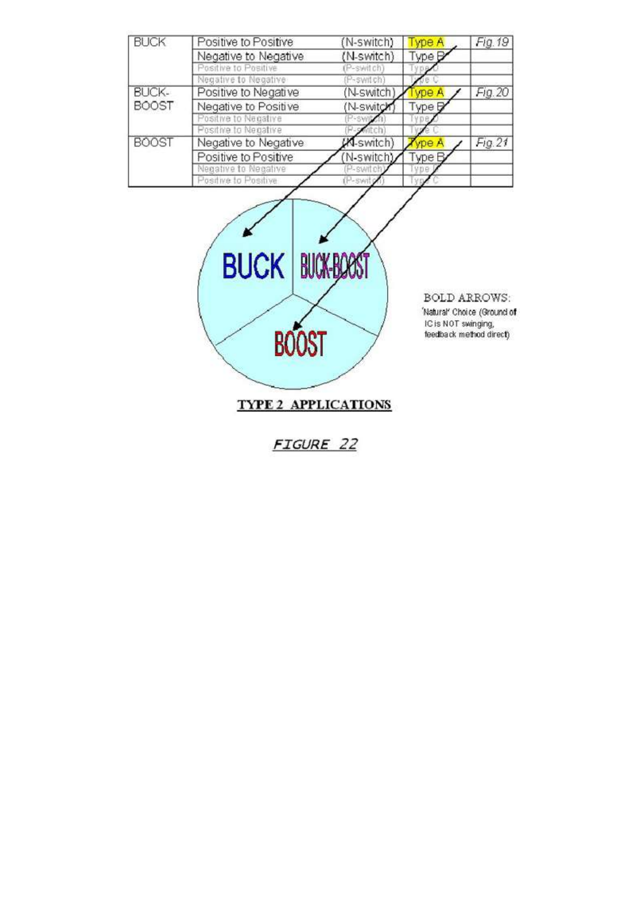| BUCK | Positive to Positive | (N-switch) | Type A | Fig. 19 |
|---|---|---|---|---|
| | Negative to Negative | (N-switch) | Type B | |
| | Positive to Positive | (P-switch) | Type D | |
| | Negative to Negative | (P-switch) | Type C | |
| BUCK-BOOST | Positive to Negative | (N-switch) | Type A | Fig. 20 |
| | Negative to Positive | (N-switch) | Type B | |
| | Positive to Negative | (P-switch) | Type D | |
| | Positive to Negative | (P-switch) | Type C | |
| BOOST | Negative to Negative | (N-switch) | Type A | Fig. 21 |
| | Positive to Positive | (N-switch) | Type B | |
| | Negative to Negative | (P-switch) | Type D | |
| | Positive to Positive | (P-switch) | Type C | |

BUCK

BUCK-BOOST

BOOST

BOLD ARROWS:
'Natural' Choice (Ground of IC is NOT swinging, feedback method direct)

**TYPE 2 APPLICATIONS**

*FIGURE 22*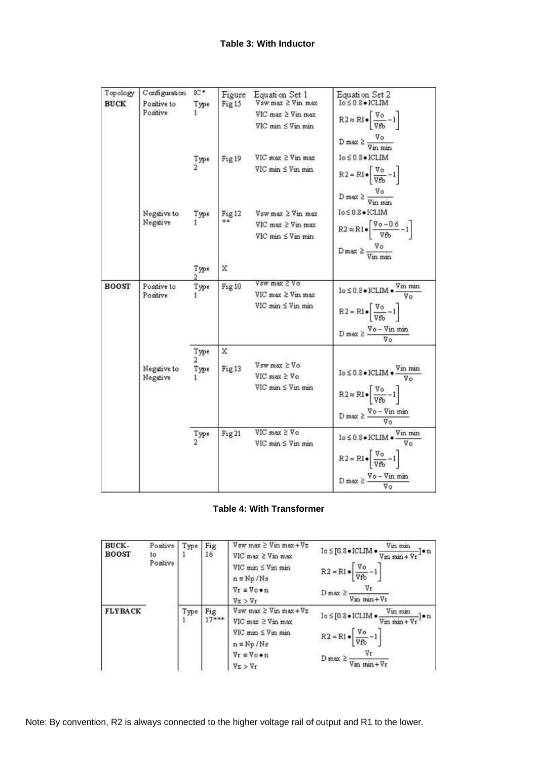**Table 3: With Inductor**

| Topology | Configuration | IC* | Figure | Equation Set 1 | Equation Set 2 |
|---|---|---|---|---|---|
| **BUCK** | Positive to Positive | Type 1 | Fig 15 | $V_{sw}\ max \geq V_{in}\ max$<br>$VIC\ max \geq V_{in}\ max$<br>$VIC\ min \leq V_{in}\ min$ | $I_o \leq 0.8 \bullet ICLIM$<br>$R2 \approx R1 \bullet \left[\frac{V_o}{V_{fb}} - 1\right]$<br>$D\ max \geq \frac{V_o}{V_{in}\ min}$ |
| | | Type 2 | Fig 19 | $VIC\ max \geq V_{in}\ max$<br>$VIC\ min \leq V_{in}\ min$ | $I_o \leq 0.8 \bullet ICLIM$<br>$R2 = R1 \bullet \left[\frac{V_o}{V_{fb}} - 1\right]$<br>$D\ max \geq \frac{V_o}{V_{in}\ min}$ |
| | Negative to Negative | Type 1 | Fig 12 ** | $V_{sw}\ max \geq V_{in}\ max$<br>$VIC\ max \geq V_{in}\ max$<br>$VIC\ min \leq V_{in}\ min$ | $I_o \leq 0.8 \bullet ICLIM$<br>$R2 \approx R1 \bullet \left[\frac{V_o - 0.6}{V_{fb}} - 1\right]$<br>$D\ max \geq \frac{V_o}{V_{in}\ min}$ |
| | | Type 2 | X | | |
| **BOOST** | Positive to Positive | Type 1 | Fig 10 | $V_{sw}\ max \geq V_o$<br>$VIC\ max \geq V_{in}\ max$<br>$VIC\ min \leq V_{in}\ min$ | $I_o \leq 0.8 \bullet ICLIM \bullet \frac{V_{in}\ min}{V_o}$<br>$R2 = R1 \bullet \left[\frac{V_o}{V_{fb}} - 1\right]$<br>$D\ max \geq \frac{V_o - V_{in}\ min}{V_o}$ |
| | | Type 2 | X | | |
| | Negative to Negative | Type 1 | Fig 13 | $V_{sw}\ max \geq V_o$<br>$VIC\ max \geq V_o$<br>$VIC\ min \leq V_{in}\ min$ | $I_o \leq 0.8 \bullet ICLIM \bullet \frac{V_{in}\ min}{V_o}$<br>$R2 \approx R1 \bullet \left[\frac{V_o}{V_{fb}} - 1\right]$<br>$D\ max \geq \frac{V_o - V_{in}\ min}{V_o}$ |
| | | Type 2 | Fig 21 | $VIC\ max \geq V_o$<br>$VIC\ min \leq V_{in}\ min$ | $I_o \leq 0.8 \bullet ICLIM \bullet \frac{V_{in}\ min}{V_o}$<br>$R2 = R1 \bullet \left[\frac{V_o}{V_{fb}} - 1\right]$<br>$D\ max \geq \frac{V_o - V_{in}\ min}{V_o}$ |

**Table 4: With Transformer**

| | | | | | |
|---|---|---|---|---|---|
| **BUCK-BOOST** | Positive to Positive | Type 1 | Fig 16 | $V_{sw}\ max \geq V_{in}\ max + V_z$<br>$VIC\ max \geq V_{in}\ max$<br>$VIC\ min \leq V_{in}\ min$<br>$n \equiv N_p / N_s$<br>$V_r \equiv V_o \bullet n$<br>$V_z > V_r$ | $I_o \leq [0.8 \bullet ICLIM \bullet \frac{V_{in}\ min}{V_{in}\ min + V_r}] \bullet n$<br>$R2 = R1 \bullet \left[\frac{V_o}{V_{fb}} - 1\right]$<br>$D\ max \geq \frac{V_r}{V_{in}\ min + V_r}$ |
| **FLYBACK** | | Type 1 | Fig 17*** | $V_{sw}\ max \geq V_{in}\ max + V_z$<br>$VIC\ max \geq V_{in}\ max$<br>$VIC\ min \leq V_{in}\ min$<br>$n \equiv N_p / N_s$<br>$V_r \equiv V_o \bullet n$<br>$V_z > V_r$ | $I_o \leq [0.8 \bullet ICLIM \bullet \frac{V_{in}\ min}{V_{in}\ min + V_r}] \bullet n$<br>$R2 = R1 \bullet \left[\frac{V_o}{V_{fb}} - 1\right]$<br>$D\ max \geq \frac{V_r}{V_{in}\ min + V_r}$ |

Note: By convention, R2 is always connected to the higher voltage rail of output and R1 to the lower.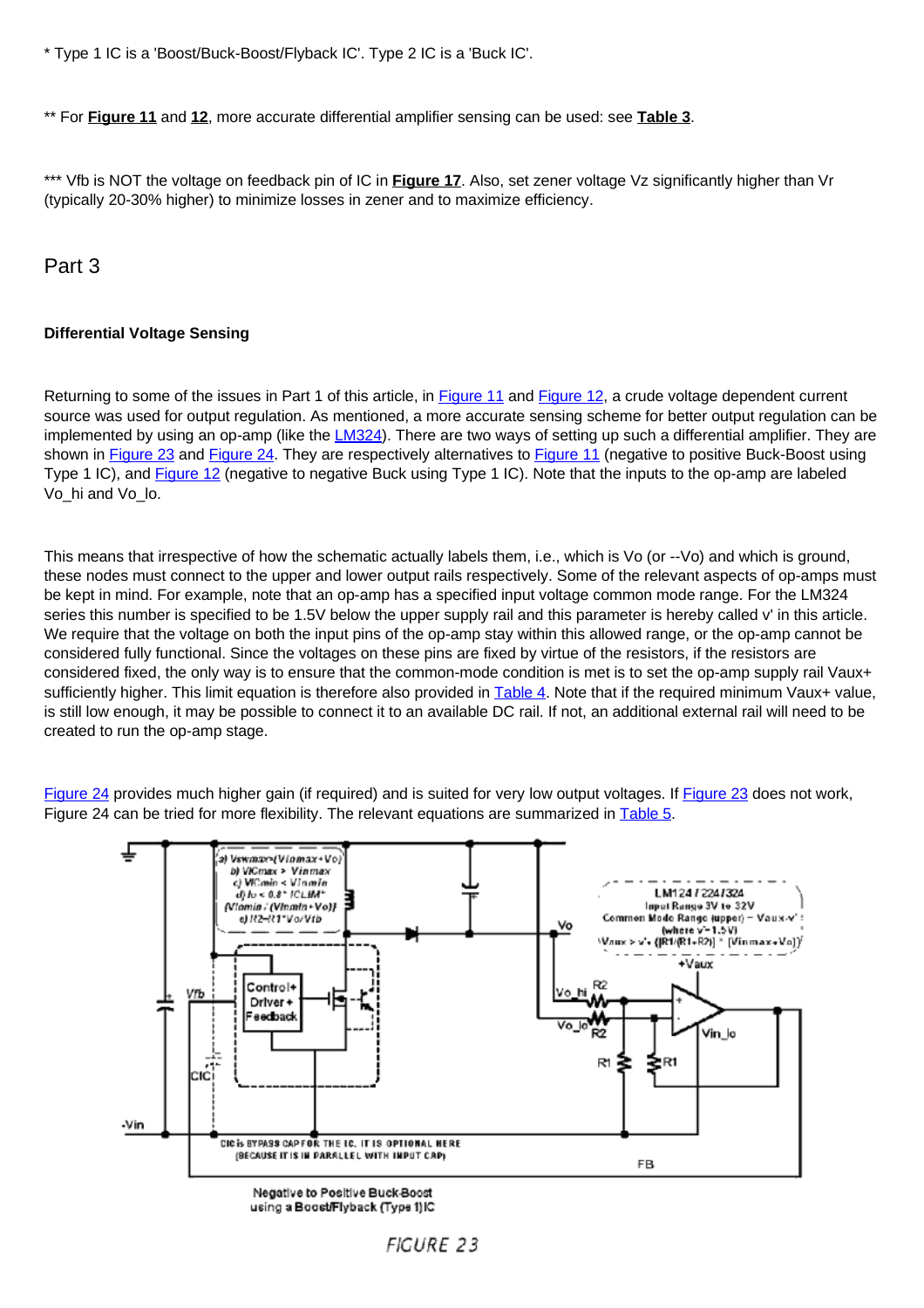\* Type 1 IC is a 'Boost/Buck-Boost/Flyback IC'. Type 2 IC is a 'Buck IC'.

\** For **Figure 11** and **12**, more accurate differential amplifier sensing can be used: see **Table 3**.

\*** Vfb is NOT the voltage on feedback pin of IC in **Figure 17**. Also, set zener voltage Vz significantly higher than Vr (typically 20-30% higher) to minimize losses in zener and to maximize efficiency.

## Part 3

### Differential Voltage Sensing

Returning to some of the issues in Part 1 of this article, in Figure 11 and Figure 12, a crude voltage dependent current source was used for output regulation. As mentioned, a more accurate sensing scheme for better output regulation can be implemented by using an op-amp (like the LM324). There are two ways of setting up such a differential amplifier. They are shown in Figure 23 and Figure 24. They are respectively alternatives to Figure 11 (negative to positive Buck-Boost using Type 1 IC), and Figure 12 (negative to negative Buck using Type 1 IC). Note that the inputs to the op-amp are labeled Vo_hi and Vo_lo.

This means that irrespective of how the schematic actually labels them, i.e., which is Vo (or --Vo) and which is ground, these nodes must connect to the upper and lower output rails respectively. Some of the relevant aspects of op-amps must be kept in mind. For example, note that an op-amp has a specified input voltage common mode range. For the LM324 series this number is specified to be 1.5V below the upper supply rail and this parameter is hereby called v' in this article. We require that the voltage on both the input pins of the op-amp stay within this allowed range, or the op-amp cannot be considered fully functional. Since the voltages on these pins are fixed by virtue of the resistors, if the resistors are considered fixed, the only way is to ensure that the common-mode condition is met is to set the op-amp supply rail Vaux+ sufficiently higher. This limit equation is therefore also provided in Table 4. Note that if the required minimum Vaux+ value, is still low enough, it may be possible to connect it to an available DC rail. If not, an additional external rail will need to be created to run the op-amp stage.

Figure 24 provides much higher gain (if required) and is suited for very low output voltages. If Figure 23 does not work, Figure 24 can be tried for more flexibility. The relevant equations are summarized in Table 5.

Negative to Positive Buck-Boost using a Boost/Flyback (Type 1) IC

FIGURE 23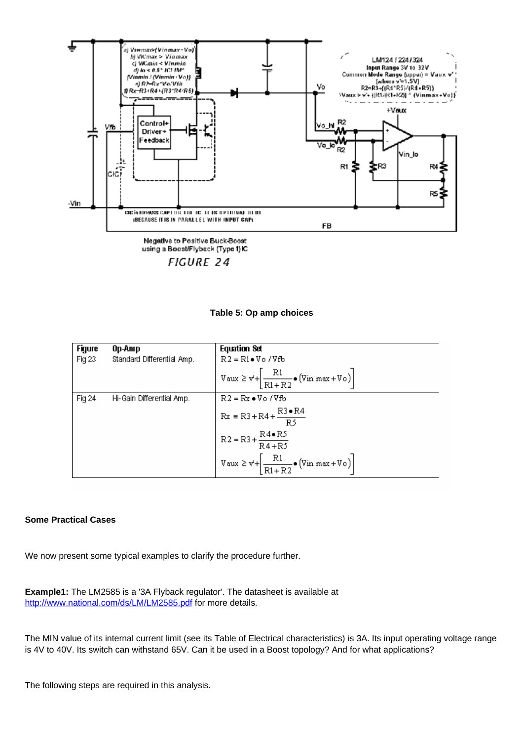Negative to Positive Buck-Boost using a Boost/Flyback (Type 1) IC

FIGURE 24

**Table 5: Op amp choices**

| Figure | Op-Amp | Equation Set |
|---|---|---|
| Fig 23 | Standard Differential Amp. | $R2 = R1 \bullet Vo / Vfb$ <br> $Vaux \geq v' + \left[\frac{R1}{R1+R2} \bullet (Vin\ max + Vo)\right]$ |
| Fig 24 | Hi-Gain Differential Amp. | $R2 = Rx \bullet Vo / Vfb$ <br> $Rx \equiv R3 + R4 + \frac{R3 \bullet R4}{R5}$ <br> $R2 = R3 + \frac{R4 \bullet R5}{R4 + R5}$ <br> $Vaux \geq v' + \left[\frac{R1}{R1+R2} \bullet (Vin\ max + Vo)\right]$ |

**Some Practical Cases**

We now present some typical examples to clarify the procedure further.

**Example1:** The LM2585 is a '3A Flyback regulator'. The datasheet is available at http://www.national.com/ds/LM/LM2585.pdf for more details.

The MIN value of its internal current limit (see its Table of Electrical characteristics) is 3A. Its input operating voltage range is 4V to 40V. Its switch can withstand 65V. Can it be used in a Boost topology? And for what applications?

The following steps are required in this analysis.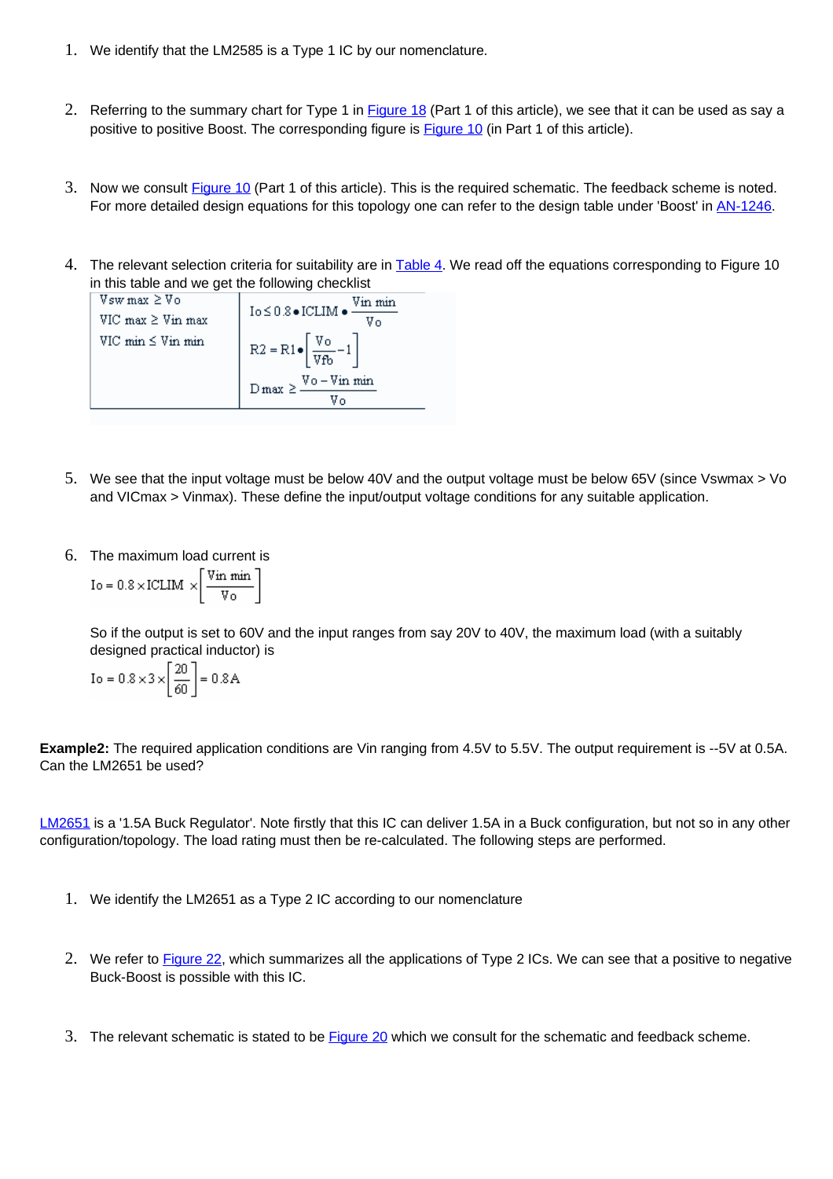1. We identify that the LM2585 is a Type 1 IC by our nomenclature.

2. Referring to the summary chart for Type 1 in Figure 18 (Part 1 of this article), we see that it can be used as say a positive to positive Boost. The corresponding figure is Figure 10 (in Part 1 of this article).

3. Now we consult Figure 10 (Part 1 of this article). This is the required schematic. The feedback scheme is noted. For more detailed design equations for this topology one can refer to the design table under 'Boost' in AN-1246.

4. The relevant selection criteria for suitability are in Table 4. We read off the equations corresponding to Figure 10 in this table and we get the following checklist

| | |
|---|---|
| $V_{sw\,max} \geq V_o$<br>$V_{IC\,max} \geq V_{in\,max}$<br>$V_{IC\,min} \leq V_{in\,min}$ | $I_o \leq 0.8 \bullet ICLIM \bullet \frac{V_{in\,min}}{V_o}$<br>$R2 = R1 \bullet \left[\frac{V_o}{V_{fb}} - 1\right]$<br>$D_{max} \geq \frac{V_o - V_{in\,min}}{V_o}$ |

5. We see that the input voltage must be below 40V and the output voltage must be below 65V (since Vswmax > Vo and VICmax > Vinmax). These define the input/output voltage conditions for any suitable application.

6. The maximum load current is

$$I_o = 0.8 \times ICLIM \times \left[\frac{V_{in\,min}}{V_o}\right]$$

So if the output is set to 60V and the input ranges from say 20V to 40V, the maximum load (with a suitably designed practical inductor) is

$$I_o = 0.8 \times 3 \times \left[\frac{20}{60}\right] = 0.8A$$

**Example2:** The required application conditions are Vin ranging from 4.5V to 5.5V. The output requirement is --5V at 0.5A. Can the LM2651 be used?

LM2651 is a '1.5A Buck Regulator'. Note firstly that this IC can deliver 1.5A in a Buck configuration, but not so in any other configuration/topology. The load rating must then be re-calculated. The following steps are performed.

1. We identify the LM2651 as a Type 2 IC according to our nomenclature

2. We refer to Figure 22, which summarizes all the applications of Type 2 ICs. We can see that a positive to negative Buck-Boost is possible with this IC.

3. The relevant schematic is stated to be Figure 20 which we consult for the schematic and feedback scheme.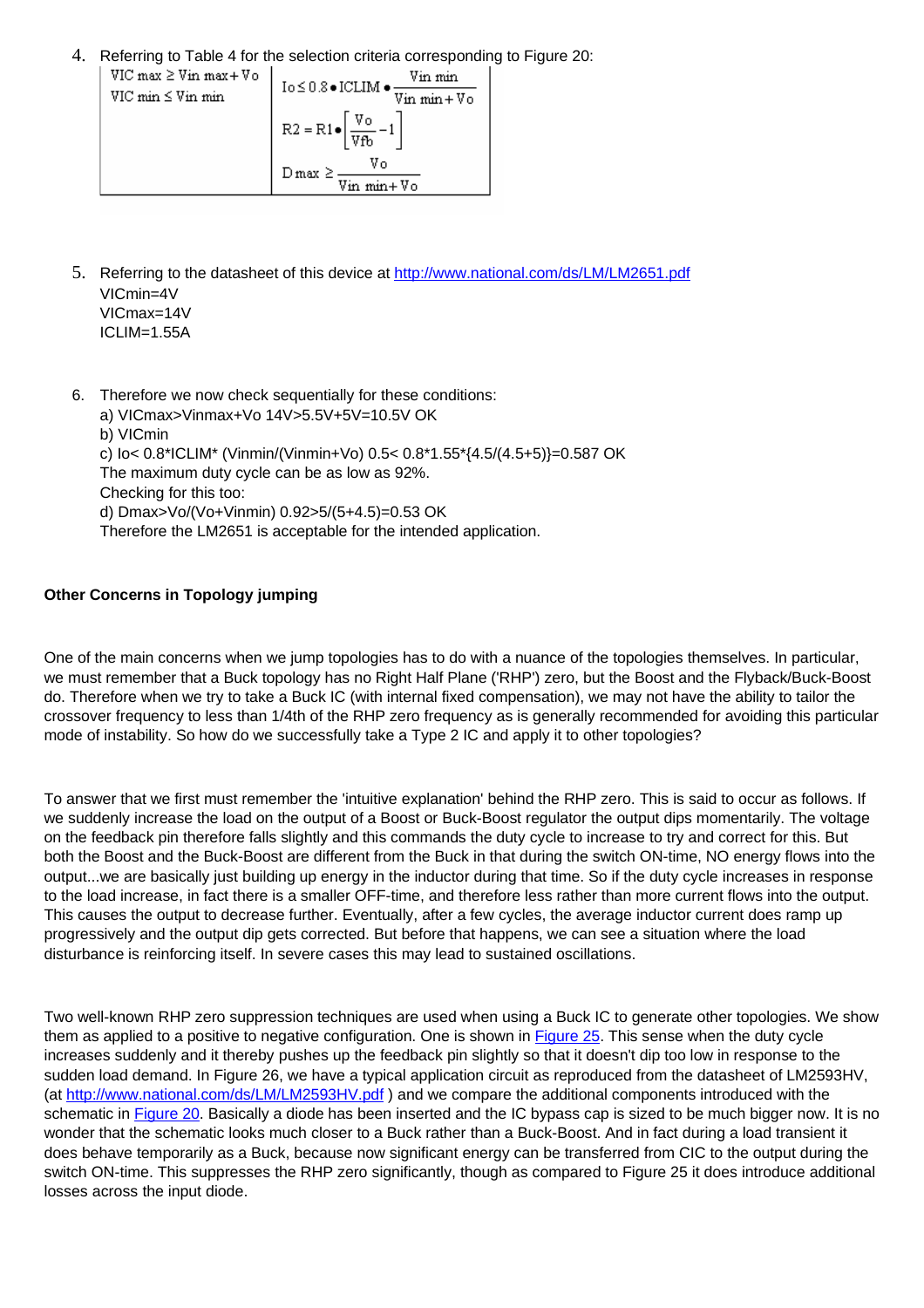4. Referring to Table 4 for the selection criteria corresponding to Figure 20:

| | |
|---|---|
| $VIC\ max \geq Vin\ max + Vo$<br>$VIC\ min \leq Vin\ min$ | $Io \leq 0.8 \bullet ICLIM \bullet \frac{Vin\ min}{Vin\ min + Vo}$<br>$R2 = R1 \bullet \left[\frac{Vo}{Vfb} - 1\right]$<br>$D\ max \geq \frac{Vo}{Vin\ min + Vo}$ |

5. Referring to the datasheet of this device at http://www.national.com/ds/LM/LM2651.pdf
   VICmin=4V
   VICmax=14V
   ICLIM=1.55A

6. Therefore we now check sequentially for these conditions:
   a) VICmax>Vinmax+Vo 14V>5.5V+5V=10.5V OK
   b) VICmin
   c) Io< 0.8*ICLIM* (Vinmin/(Vinmin+Vo) 0.5< 0.8*1.55*{4.5/(4.5+5)}=0.587 OK
   The maximum duty cycle can be as low as 92%.
   Checking for this too:
   d) Dmax>Vo/(Vo+Vinmin) 0.92>5/(5+4.5)=0.53 OK
   Therefore the LM2651 is acceptable for the intended application.

**Other Concerns in Topology jumping**

One of the main concerns when we jump topologies has to do with a nuance of the topologies themselves. In particular, we must remember that a Buck topology has no Right Half Plane ('RHP') zero, but the Boost and the Flyback/Buck-Boost do. Therefore when we try to take a Buck IC (with internal fixed compensation), we may not have the ability to tailor the crossover frequency to less than 1/4th of the RHP zero frequency as is generally recommended for avoiding this particular mode of instability. So how do we successfully take a Type 2 IC and apply it to other topologies?

To answer that we first must remember the 'intuitive explanation' behind the RHP zero. This is said to occur as follows. If we suddenly increase the load on the output of a Boost or Buck-Boost regulator the output dips momentarily. The voltage on the feedback pin therefore falls slightly and this commands the duty cycle to increase to try and correct for this. But both the Boost and the Buck-Boost are different from the Buck in that during the switch ON-time, NO energy flows into the output...we are basically just building up energy in the inductor during that time. So if the duty cycle increases in response to the load increase, in fact there is a smaller OFF-time, and therefore less rather than more current flows into the output. This causes the output to decrease further. Eventually, after a few cycles, the average inductor current does ramp up progressively and the output dip gets corrected. But before that happens, we can see a situation where the load disturbance is reinforcing itself. In severe cases this may lead to sustained oscillations.

Two well-known RHP zero suppression techniques are used when using a Buck IC to generate other topologies. We show them as applied to a positive to negative configuration. One is shown in Figure 25. This sense when the duty cycle increases suddenly and it thereby pushes up the feedback pin slightly so that it doesn't dip too low in response to the sudden load demand. In Figure 26, we have a typical application circuit as reproduced from the datasheet of LM2593HV, (at http://www.national.com/ds/LM/LM2593HV.pdf ) and we compare the additional components introduced with the schematic in Figure 20. Basically a diode has been inserted and the IC bypass cap is sized to be much bigger now. It is no wonder that the schematic looks much closer to a Buck rather than a Buck-Boost. And in fact during a load transient it does behave temporarily as a Buck, because now significant energy can be transferred from CIC to the output during the switch ON-time. This suppresses the RHP zero significantly, though as compared to Figure 25 it does introduce additional losses across the input diode.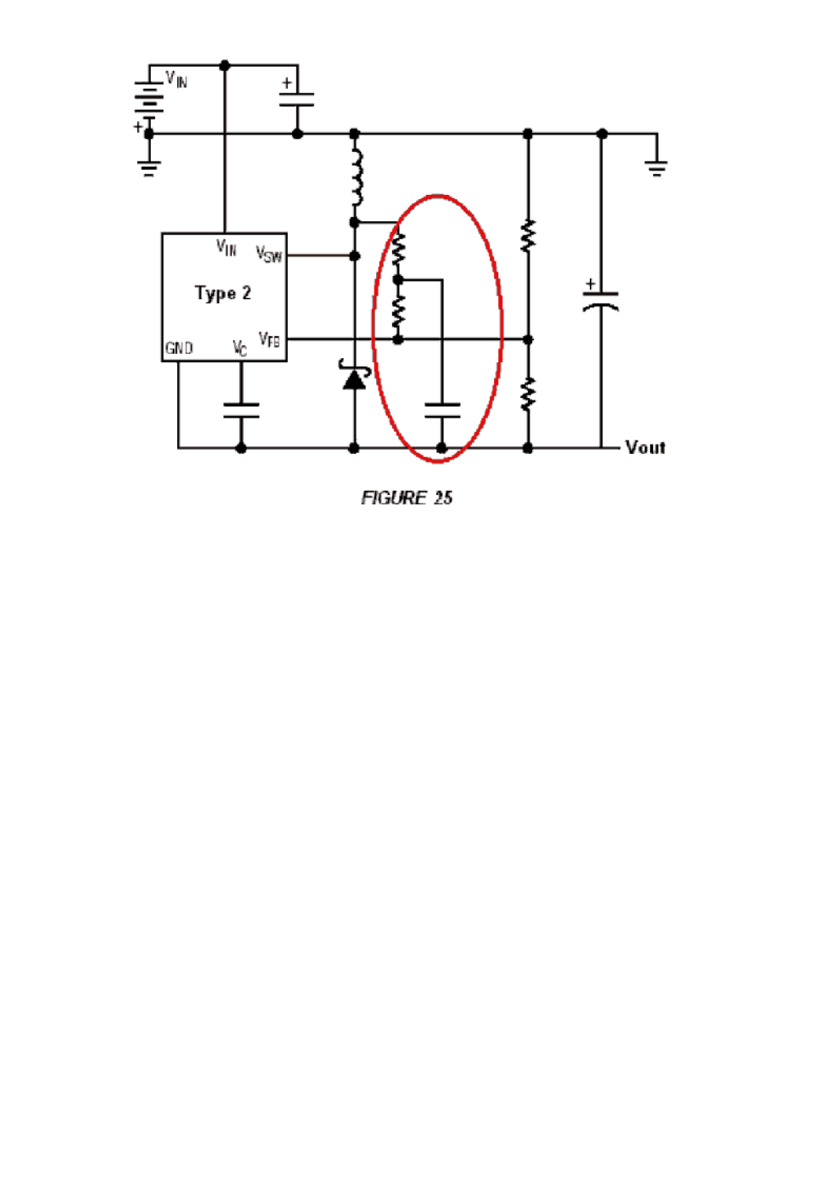FIGURE 25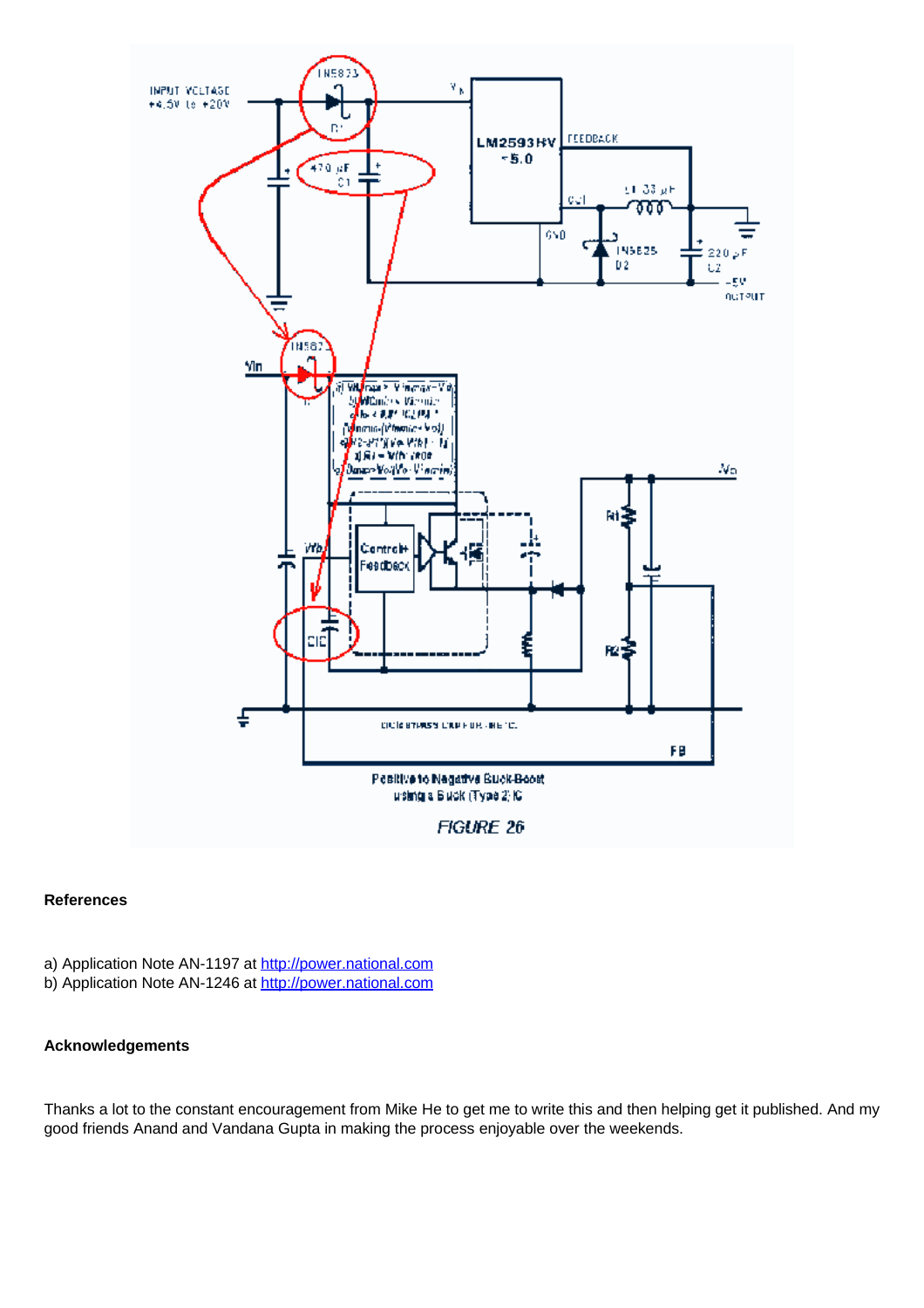INPUT VOLTAGE
+4.5V to +20V

1N5833
D1

470 µF
C1

V<sub>IN</sub>

LM2593HV
-5.0

FEEDBACK

OUT

L1 33 µH

GND

1N5825
D2

220 µF
C2

-5V
OUTPUT

1N5821

Vin

Vo

R1

R2

Control+
Feedback

Vb

CIC

FB

Positive to Negative Buck-Boost
using a Buck (Type 2) IC

FIGURE 26

**References**

a) Application Note AN-1197 at http://power.national.com
b) Application Note AN-1246 at http://power.national.com

**Acknowledgements**

Thanks a lot to the constant encouragement from Mike He to get me to write this and then helping get it published. And my good friends Anand and Vandana Gupta in making the process enjoyable over the weekends.